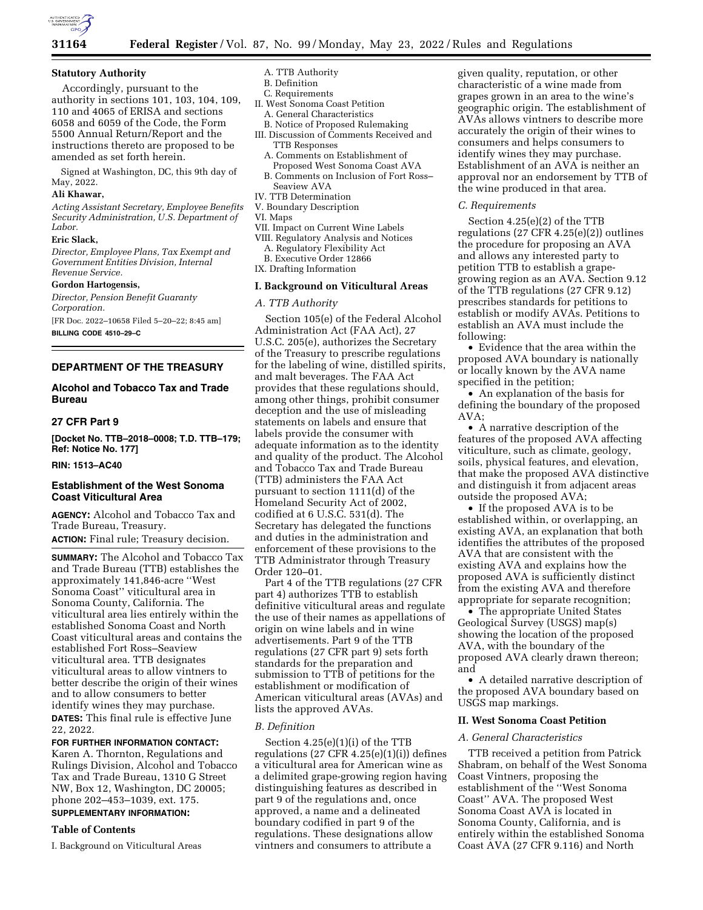## Statutory Authority

Accordingly, pursuant to the authority in sections 101, 103, 104, 109, 110 and 4065 of ERISA and sections 6058 and 6059 of the Code, the Form 5500 Annual Return/Report and the instructions thereto are proposed to be amended as set forth herein.

Signed at Washington, DC, this 9th day of May, 2022.

**Ali Khawar,**

*Acting Assistant Secretary, Employee Benefits Security Administration, U.S. Department of Labor.*

**Eric Slack,**

*Director, Employee Plans, Tax Exempt and Government Entities Division, Internal Revenue Service.*

**Gordon Hartogensis,**

*Director, Pension Benefit Guaranty Corporation.*

[FR Doc. 2022–10658 Filed 5–20–22; 8:45 am]

**BILLING CODE 4510–29–C**

---

# DEPARTMENT OF THE TREASURY

## Alcohol and Tobacco Tax and Trade Bureau

### 27 CFR Part 9

**[Docket No. TTB–2018–0008; T.D. TTB–179; Ref: Notice No. 177]**

**RIN: 1513–AC40**

## Establishment of the West Sonoma Coast Viticultural Area

**AGENCY:** Alcohol and Tobacco Tax and Trade Bureau, Treasury.

**ACTION:** Final rule; Treasury decision.

**SUMMARY:** The Alcohol and Tobacco Tax and Trade Bureau (TTB) establishes the approximately 141,846-acre "West Sonoma Coast" viticultural area in Sonoma County, California. The viticultural area lies entirely within the established Sonoma Coast and North Coast viticultural areas and contains the established Fort Ross–Seaview viticultural area. TTB designates viticultural areas to allow vintners to better describe the origin of their wines and to allow consumers to better identify wines they may purchase.

**DATES:** This final rule is effective June 22, 2022.

**FOR FURTHER INFORMATION CONTACT:** Karen A. Thornton, Regulations and Rulings Division, Alcohol and Tobacco Tax and Trade Bureau, 1310 G Street NW, Box 12, Washington, DC 20005; phone 202–453–1039, ext. 175.

**SUPPLEMENTARY INFORMATION:**

### Table of Contents

I. Background on Viticultural Areas
  A. TTB Authority
  B. Definition
  C. Requirements
II. West Sonoma Coast Petition
  A. General Characteristics
  B. Notice of Proposed Rulemaking
III. Discussion of Comments Received and TTB Responses
  A. Comments on Establishment of Proposed West Sonoma Coast AVA
  B. Comments on Inclusion of Fort Ross–Seaview AVA
IV. TTB Determination
V. Boundary Description
VI. Maps
VII. Impact on Current Wine Labels
VIII. Regulatory Analysis and Notices
  A. Regulatory Flexibility Act
  B. Executive Order 12866
IX. Drafting Information

### I. Background on Viticultural Areas

#### *A. TTB Authority*

Section 105(e) of the Federal Alcohol Administration Act (FAA Act), 27 U.S.C. 205(e), authorizes the Secretary of the Treasury to prescribe regulations for the labeling of wine, distilled spirits, and malt beverages. The FAA Act provides that these regulations should, among other things, prohibit consumer deception and the use of misleading statements on labels and ensure that labels provide the consumer with adequate information as to the identity and quality of the product. The Alcohol and Tobacco Tax and Trade Bureau (TTB) administers the FAA Act pursuant to section 1111(d) of the Homeland Security Act of 2002, codified at 6 U.S.C. 531(d). The Secretary has delegated the functions and duties in the administration and enforcement of these provisions to the TTB Administrator through Treasury Order 120–01.

Part 4 of the TTB regulations (27 CFR part 4) authorizes TTB to establish definitive viticultural areas and regulate the use of their names as appellations of origin on wine labels and in wine advertisements. Part 9 of the TTB regulations (27 CFR part 9) sets forth standards for the preparation and submission to TTB of petitions for the establishment or modification of American viticultural areas (AVAs) and lists the approved AVAs.

#### *B. Definition*

Section 4.25(e)(1)(i) of the TTB regulations (27 CFR 4.25(e)(1)(i)) defines a viticultural area for American wine as a delimited grape-growing region having distinguishing features as described in part 9 of the regulations and, once approved, a name and a delineated boundary codified in part 9 of the regulations. These designations allow vintners and consumers to attribute a given quality, reputation, or other characteristic of a wine made from grapes grown in an area to the wine's geographic origin. The establishment of AVAs allows vintners to describe more accurately the origin of their wines to consumers and helps consumers to identify wines they may purchase. Establishment of an AVA is neither an approval nor an endorsement by TTB of the wine produced in that area.

#### *C. Requirements*

Section 4.25(e)(2) of the TTB regulations (27 CFR 4.25(e)(2)) outlines the procedure for proposing an AVA and allows any interested party to petition TTB to establish a grape-growing region as an AVA. Section 9.12 of the TTB regulations (27 CFR 9.12) prescribes standards for petitions to establish or modify AVAs. Petitions to establish an AVA must include the following:

- Evidence that the area within the proposed AVA boundary is nationally or locally known by the AVA name specified in the petition;
- An explanation of the basis for defining the boundary of the proposed AVA;
- A narrative description of the features of the proposed AVA affecting viticulture, such as climate, geology, soils, physical features, and elevation, that make the proposed AVA distinctive and distinguish it from adjacent areas outside the proposed AVA;
- If the proposed AVA is to be established within, or overlapping, an existing AVA, an explanation that both identifies the attributes of the proposed AVA that are consistent with the existing AVA and explains how the proposed AVA is sufficiently distinct from the existing AVA and therefore appropriate for separate recognition;
- The appropriate United States Geological Survey (USGS) map(s) showing the location of the proposed AVA, with the boundary of the proposed AVA clearly drawn thereon; and
- A detailed narrative description of the proposed AVA boundary based on USGS map markings.

### II. West Sonoma Coast Petition

#### *A. General Characteristics*

TTB received a petition from Patrick Shabram, on behalf of the West Sonoma Coast Vintners, proposing the establishment of the "West Sonoma Coast" AVA. The proposed West Sonoma Coast AVA is located in Sonoma County, California, and is entirely within the established Sonoma Coast AVA (27 CFR 9.116) and North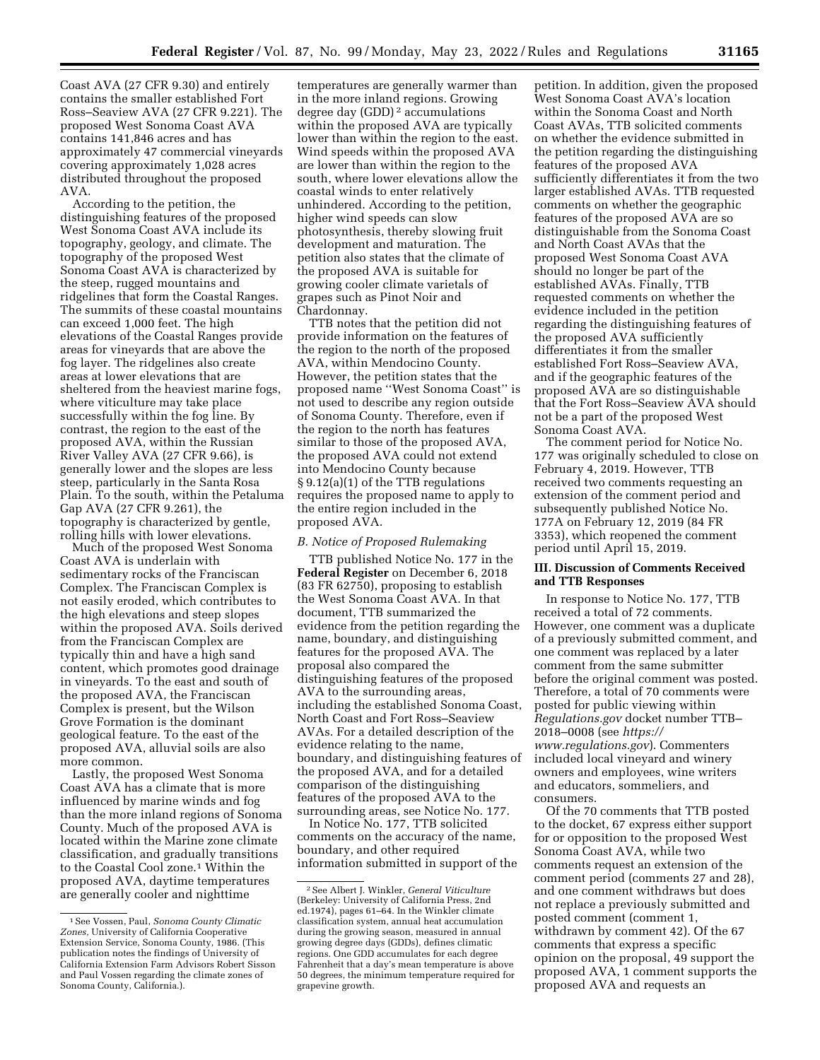Coast AVA (27 CFR 9.30) and entirely contains the smaller established Fort Ross–Seaview AVA (27 CFR 9.221). The proposed West Sonoma Coast AVA contains 141,846 acres and has approximately 47 commercial vineyards covering approximately 1,028 acres distributed throughout the proposed AVA.

According to the petition, the distinguishing features of the proposed West Sonoma Coast AVA include its topography, geology, and climate. The topography of the proposed West Sonoma Coast AVA is characterized by the steep, rugged mountains and ridgelines that form the Coastal Ranges. The summits of these coastal mountains can exceed 1,000 feet. The high elevations of the Coastal Ranges provide areas for vineyards that are above the fog layer. The ridgelines also create areas at lower elevations that are sheltered from the heaviest marine fogs, where viticulture may take place successfully within the fog line. By contrast, the region to the east of the proposed AVA, within the Russian River Valley AVA (27 CFR 9.66), is generally lower and the slopes are less steep, particularly in the Santa Rosa Plain. To the south, within the Petaluma Gap AVA (27 CFR 9.261), the topography is characterized by gentle, rolling hills with lower elevations.

Much of the proposed West Sonoma Coast AVA is underlain with sedimentary rocks of the Franciscan Complex. The Franciscan Complex is not easily eroded, which contributes to the high elevations and steep slopes within the proposed AVA. Soils derived from the Franciscan Complex are typically thin and have a high sand content, which promotes good drainage in vineyards. To the east and south of the proposed AVA, the Franciscan Complex is present, but the Wilson Grove Formation is the dominant geological feature. To the east of the proposed AVA, alluvial soils are also more common.

Lastly, the proposed West Sonoma Coast AVA has a climate that is more influenced by marine winds and fog than the more inland regions of Sonoma County. Much of the proposed AVA is located within the Marine zone climate classification, and gradually transitions to the Coastal Cool zone.[1] Within the proposed AVA, daytime temperatures are generally cooler and nighttime temperatures are generally warmer than in the more inland regions. Growing degree day (GDD)[2] accumulations within the proposed AVA are typically lower than within the region to the east. Wind speeds within the proposed AVA are lower than within the region to the south, where lower elevations allow the coastal winds to enter relatively unhindered. According to the petition, higher wind speeds can slow photosynthesis, thereby slowing fruit development and maturation. The petition also states that the climate of the proposed AVA is suitable for growing cooler climate varietals of grapes such as Pinot Noir and Chardonnay.

TTB notes that the petition did not provide information on the features of the region to the north of the proposed AVA, within Mendocino County. However, the petition states that the proposed name ''West Sonoma Coast'' is not used to describe any region outside of Sonoma County. Therefore, even if the region to the north has features similar to those of the proposed AVA, the proposed AVA could not extend into Mendocino County because § 9.12(a)(1) of the TTB regulations requires the proposed name to apply to the entire region included in the proposed AVA.

### B. Notice of Proposed Rulemaking

TTB published Notice No. 177 in the **Federal Register** on December 6, 2018 (83 FR 62750), proposing to establish the West Sonoma Coast AVA. In that document, TTB summarized the evidence from the petition regarding the name, boundary, and distinguishing features for the proposed AVA. The proposal also compared the distinguishing features of the proposed AVA to the surrounding areas, including the established Sonoma Coast, North Coast and Fort Ross–Seaview AVAs. For a detailed description of the evidence relating to the name, boundary, and distinguishing features of the proposed AVA, and for a detailed comparison of the distinguishing features of the proposed AVA to the surrounding areas, see Notice No. 177.

In Notice No. 177, TTB solicited comments on the accuracy of the name, boundary, and other required information submitted in support of the petition. In addition, given the proposed West Sonoma Coast AVA's location within the Sonoma Coast and North Coast AVAs, TTB solicited comments on whether the evidence submitted in the petition regarding the distinguishing features of the proposed AVA sufficiently differentiates it from the two larger established AVAs. TTB requested comments on whether the geographic features of the proposed AVA are so distinguishable from the Sonoma Coast and North Coast AVAs that the proposed West Sonoma Coast AVA should no longer be part of the established AVAs. Finally, TTB requested comments on whether the evidence included in the petition regarding the distinguishing features of the proposed AVA sufficiently differentiates it from the smaller established Fort Ross–Seaview AVA, and if the geographic features of the proposed AVA are so distinguishable that the Fort Ross–Seaview AVA should not be a part of the proposed West Sonoma Coast AVA.

The comment period for Notice No. 177 was originally scheduled to close on February 4, 2019. However, TTB received two comments requesting an extension of the comment period and subsequently published Notice No. 177A on February 12, 2019 (84 FR 3353), which reopened the comment period until April 15, 2019.

## III. Discussion of Comments Received and TTB Responses

In response to Notice No. 177, TTB received a total of 72 comments. However, one comment was a duplicate of a previously submitted comment, and one comment was replaced by a later comment from the same submitter before the original comment was posted. Therefore, a total of 70 comments were posted for public viewing within *Regulations.gov* docket number TTB–2018–0008 (see *https://www.regulations.gov*). Commenters included local vineyard and winery owners and employees, wine writers and educators, sommeliers, and consumers.

Of the 70 comments that TTB posted to the docket, 67 express either support for or opposition to the proposed West Sonoma Coast AVA, while two comments request an extension of the comment period (comments 27 and 28), and one comment withdraws but does not replace a previously submitted and posted comment (comment 1, withdrawn by comment 42). Of the 67 comments that express a specific opinion on the proposal, 49 support the proposed AVA, 1 comment supports the proposed AVA and requests an

---

[1] See Vossen, Paul, *Sonoma County Climatic Zones,* University of California Cooperative Extension Service, Sonoma County, 1986. (This publication notes the findings of University of California Extension Farm Advisors Robert Sisson and Paul Vossen regarding the climate zones of Sonoma County, California.).

[2] See Albert J. Winkler, *General Viticulture* (Berkeley: University of California Press, 2nd ed.1974), pages 61–64. In the Winkler climate classification system, annual heat accumulation during the growing season, measured in annual growing degree days (GDDs), defines climatic regions. One GDD accumulates for each degree Fahrenheit that a day's mean temperature is above 50 degrees, the minimum temperature required for grapevine growth.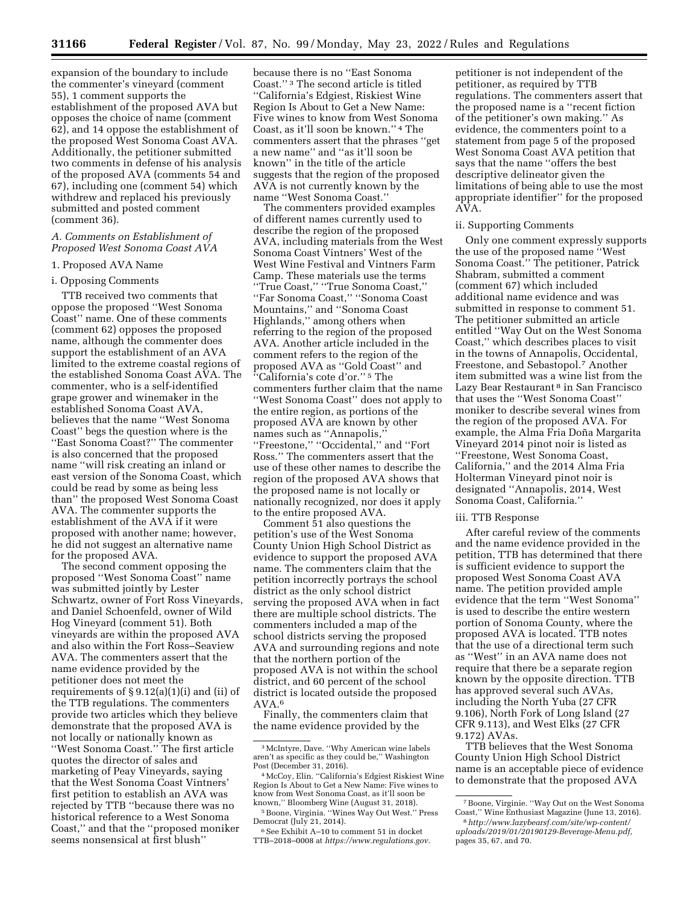expansion of the boundary to include the commenter's vineyard (comment 55), 1 comment supports the establishment of the proposed AVA but opposes the choice of name (comment 62), and 14 oppose the establishment of the proposed West Sonoma Coast AVA. Additionally, the petitioner submitted two comments in defense of his analysis of the proposed AVA (comments 54 and 67), including one (comment 54) which withdrew and replaced his previously submitted and posted comment (comment 36).

### *A. Comments on Establishment of Proposed West Sonoma Coast AVA*

#### 1. Proposed AVA Name

##### i. Opposing Comments

TTB received two comments that oppose the proposed ''West Sonoma Coast'' name. One of these comments (comment 62) opposes the proposed name, although the commenter does support the establishment of an AVA limited to the extreme coastal regions of the established Sonoma Coast AVA. The commenter, who is a self-identified grape grower and winemaker in the established Sonoma Coast AVA, believes that the name ''West Sonoma Coast'' begs the question where is the ''East Sonoma Coast?'' The commenter is also concerned that the proposed name ''will risk creating an inland or east version of the Sonoma Coast, which could be read by some as being less than'' the proposed West Sonoma Coast AVA. The commenter supports the establishment of the AVA if it were proposed with another name; however, he did not suggest an alternative name for the proposed AVA.

The second comment opposing the proposed ''West Sonoma Coast'' name was submitted jointly by Lester Schwartz, owner of Fort Ross Vineyards, and Daniel Schoenfeld, owner of Wild Hog Vineyard (comment 51). Both vineyards are within the proposed AVA and also within the Fort Ross–Seaview AVA. The commenters assert that the name evidence provided by the petitioner does not meet the requirements of § 9.12(a)(1)(i) and (ii) of the TTB regulations. The commenters provide two articles which they believe demonstrate that the proposed AVA is not locally or nationally known as ''West Sonoma Coast.'' The first article quotes the director of sales and marketing of Peay Vineyards, saying that the West Sonoma Coast Vintners' first petition to establish an AVA was rejected by TTB ''because there was no historical reference to a West Sonoma Coast,'' and that the ''proposed moniker seems nonsensical at first blush'' because there is no ''East Sonoma Coast.'' [3] The second article is titled ''California's Edgiest, Riskiest Wine Region Is About to Get a New Name: Five wines to know from West Sonoma Coast, as it'll soon be known.'' [4] The commenters assert that the phrases ''get a new name'' and ''as it'll soon be known'' in the title of the article suggests that the region of the proposed AVA is not currently known by the name ''West Sonoma Coast.''

The commenters provided examples of different names currently used to describe the region of the proposed AVA, including materials from the West Sonoma Coast Vintners' West of the West Wine Festival and Vintners Farm Camp. These materials use the terms ''True Coast,'' ''True Sonoma Coast,'' ''Far Sonoma Coast,'' ''Sonoma Coast Mountains,'' and ''Sonoma Coast Highlands,'' among others when referring to the region of the proposed AVA. Another article included in the comment refers to the region of the proposed AVA as ''Gold Coast'' and ''California's cote d'or.'' [5] The commenters further claim that the name ''West Sonoma Coast'' does not apply to the entire region, as portions of the proposed AVA are known by other names such as ''Annapolis,'' ''Freestone,'' ''Occidental,'' and ''Fort Ross.'' The commenters assert that the use of these other names to describe the region of the proposed AVA shows that the proposed name is not locally or nationally recognized, nor does it apply to the entire proposed AVA.

Comment 51 also questions the petition's use of the West Sonoma County Union High School District as evidence to support the proposed AVA name. The commenters claim that the petition incorrectly portrays the school district as the only school district serving the proposed AVA when in fact there are multiple school districts. The commenters included a map of the school districts serving the proposed AVA and surrounding regions and note that the northern portion of the proposed AVA is not within the school district, and 60 percent of the school district is located outside the proposed AVA. [6]

Finally, the commenters claim that the name evidence provided by the petitioner is not independent of the petitioner, as required by TTB regulations. The commenters assert that the proposed name is a ''recent fiction of the petitioner's own making.'' As evidence, the commenters point to a statement from page 5 of the proposed West Sonoma Coast AVA petition that says that the name ''offers the best descriptive delineator given the limitations of being able to use the most appropriate identifier'' for the proposed AVA.

##### ii. Supporting Comments

Only one comment expressly supports the use of the proposed name ''West Sonoma Coast.'' The petitioner, Patrick Shabram, submitted a comment (comment 67) which included additional name evidence and was submitted in response to comment 51. The petitioner submitted an article entitled ''Way Out on the West Sonoma Coast,'' which describes places to visit in the towns of Annapolis, Occidental, Freestone, and Sebastopol. [7] Another item submitted was a wine list from the Lazy Bear Restaurant [8] in San Francisco that uses the ''West Sonoma Coast'' moniker to describe several wines from the region of the proposed AVA. For example, the Alma Fria Doña Margarita Vineyard 2014 pinot noir is listed as ''Freestone, West Sonoma Coast, California,'' and the 2014 Alma Fria Holterman Vineyard pinot noir is designated ''Annapolis, 2014, West Sonoma Coast, California.''

##### iii. TTB Response

After careful review of the comments and the name evidence provided in the petition, TTB has determined that there is sufficient evidence to support the proposed West Sonoma Coast AVA name. The petition provided ample evidence that the term ''West Sonoma'' is used to describe the entire western portion of Sonoma County, where the proposed AVA is located. TTB notes that the use of a directional term such as ''West'' in an AVA name does not require that there be a separate region known by the opposite direction. TTB has approved several such AVAs, including the North Yuba (27 CFR 9.106), North Fork of Long Island (27 CFR 9.113), and West Elks (27 CFR 9.172) AVAs.

TTB believes that the West Sonoma County Union High School District name is an acceptable piece of evidence to demonstrate that the proposed AVA

---

[3] McIntyre, Dave. ''Why American wine labels aren't as specific as they could be,'' Washington Post (December 31, 2016).

[4] McCoy, Elin. ''California's Edgiest Riskiest Wine Region Is About to Get a New Name: Five wines to know from West Sonoma Coast, as it'll soon be known,'' Bloomberg Wine (August 31, 2018).

[5] Boone, Virginia. ''Wines Way Out West.'' Press Democrat (July 21, 2014).

[6] See Exhibit A–10 to comment 51 in docket TTB–2018–0008 at *https://www.regulations.gov.*

[7] Boone, Virginie. ''Way Out on the West Sonoma Coast,'' Wine Enthusiast Magazine (June 13, 2016).

[8] *http://www.lazybearsf.com/site/wp-content/uploads/2019/01/20190129-Beverage-Menu.pdf,* pages 35, 67, and 70.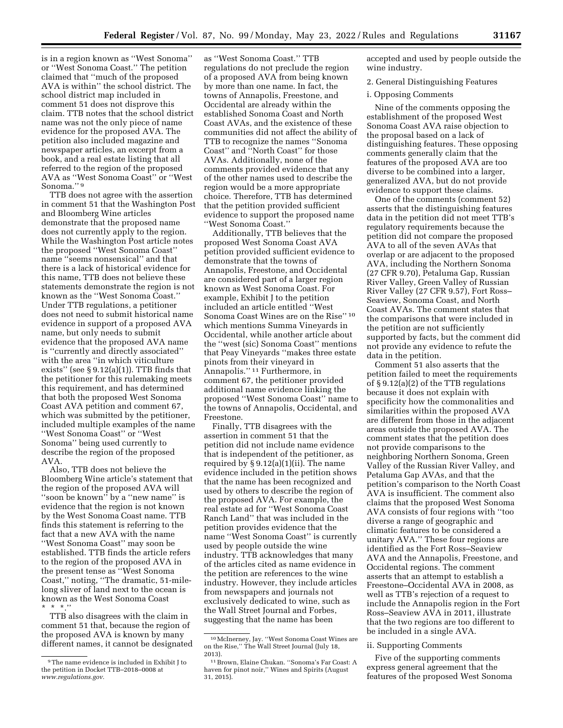is in a region known as ''West Sonoma'' or ''West Sonoma Coast.'' The petition claimed that ''much of the proposed AVA is within'' the school district. The school district map included in comment 51 does not disprove this claim. TTB notes that the school district name was not the only piece of name evidence for the proposed AVA. The petition also included magazine and newspaper articles, an excerpt from a book, and a real estate listing that all referred to the region of the proposed AVA as ''West Sonoma Coast'' or ''West Sonoma.'' [9]

TTB does not agree with the assertion in comment 51 that the Washington Post and Bloomberg Wine articles demonstrate that the proposed name does not currently apply to the region. While the Washington Post article notes the proposed ''West Sonoma Coast'' name ''seems nonsensical'' and that there is a lack of historical evidence for this name, TTB does not believe these statements demonstrate the region is not known as the ''West Sonoma Coast.'' Under TTB regulations, a petitioner does not need to submit historical name evidence in support of a proposed AVA name, but only needs to submit evidence that the proposed AVA name is ''currently and directly associated'' with the area ''in which viticulture exists'' (see § 9.12(a)(1)). TTB finds that the petitioner for this rulemaking meets this requirement, and has determined that both the proposed West Sonoma Coast AVA petition and comment 67, which was submitted by the petitioner, included multiple examples of the name ''West Sonoma Coast'' or ''West Sonoma'' being used currently to describe the region of the proposed AVA.

Also, TTB does not believe the Bloomberg Wine article's statement that the region of the proposed AVA will ''soon be known'' by a ''new name'' is evidence that the region is not known by the West Sonoma Coast name. TTB finds this statement is referring to the fact that a new AVA with the name ''West Sonoma Coast'' may soon be established. TTB finds the article refers to the region of the proposed AVA in the present tense as ''West Sonoma Coast,'' noting, ''The dramatic, 51-mile-long sliver of land next to the ocean is known as the West Sonoma Coast * * *.''

TTB also disagrees with the claim in comment 51 that, because the region of the proposed AVA is known by many different names, it cannot be designated as ''West Sonoma Coast.'' TTB regulations do not preclude the region of a proposed AVA from being known by more than one name. In fact, the towns of Annapolis, Freestone, and Occidental are already within the established Sonoma Coast and North Coast AVAs, and the existence of these communities did not affect the ability of TTB to recognize the names ''Sonoma Coast'' and ''North Coast'' for those AVAs. Additionally, none of the comments provided evidence that any of the other names used to describe the region would be a more appropriate choice. Therefore, TTB has determined that the petition provided sufficient evidence to support the proposed name ''West Sonoma Coast.''

Additionally, TTB believes that the proposed West Sonoma Coast AVA petition provided sufficient evidence to demonstrate that the towns of Annapolis, Freestone, and Occidental are considered part of a larger region known as West Sonoma Coast. For example, Exhibit J to the petition included an article entitled ''West Sonoma Coast Wines are on the Rise'' [10] which mentions Summa Vineyards in Occidental, while another article about the ''west (sic) Sonoma Coast'' mentions that Peay Vineyards ''makes three estate pinots from their vineyard in Annapolis.'' [11] Furthermore, in comment 67, the petitioner provided additional name evidence linking the proposed ''West Sonoma Coast'' name to the towns of Annapolis, Occidental, and Freestone.

Finally, TTB disagrees with the assertion in comment 51 that the petition did not include name evidence that is independent of the petitioner, as required by § 9.12(a)(1)(ii). The name evidence included in the petition shows that the name has been recognized and used by others to describe the region of the proposed AVA. For example, the real estate ad for ''West Sonoma Coast Ranch Land'' that was included in the petition provides evidence that the name ''West Sonoma Coast'' is currently used by people outside the wine industry. TTB acknowledges that many of the articles cited as name evidence in the petition are references to the wine industry. However, they include articles from newspapers and journals not exclusively dedicated to wine, such as the Wall Street Journal and Forbes, suggesting that the name has been accepted and used by people outside the wine industry.

2. General Distinguishing Features

i. Opposing Comments

Nine of the comments opposing the establishment of the proposed West Sonoma Coast AVA raise objection to the proposal based on a lack of distinguishing features. These opposing comments generally claim that the features of the proposed AVA are too diverse to be combined into a larger, generalized AVA, but do not provide evidence to support these claims.

One of the comments (comment 52) asserts that the distinguishing features data in the petition did not meet TTB's regulatory requirements because the petition did not compare the proposed AVA to all of the seven AVAs that overlap or are adjacent to the proposed AVA, including the Northern Sonoma (27 CFR 9.70), Petaluma Gap, Russian River Valley, Green Valley of Russian River Valley (27 CFR 9.57), Fort Ross–Seaview, Sonoma Coast, and North Coast AVAs. The comment states that the comparisons that were included in the petition are not sufficiently supported by facts, but the comment did not provide any evidence to refute the data in the petition.

Comment 51 also asserts that the petition failed to meet the requirements of § 9.12(a)(2) of the TTB regulations because it does not explain with specificity how the commonalities and similarities within the proposed AVA are different from those in the adjacent areas outside the proposed AVA. The comment states that the petition does not provide comparisons to the neighboring Northern Sonoma, Green Valley of the Russian River Valley, and Petaluma Gap AVAs, and that the petition's comparison to the North Coast AVA is insufficient. The comment also claims that the proposed West Sonoma AVA consists of four regions with ''too diverse a range of geographic and climatic features to be considered a unitary AVA.'' These four regions are identified as the Fort Ross–Seaview AVA and the Annapolis, Freestone, and Occidental regions. The comment asserts that an attempt to establish a Freestone–Occidental AVA in 2008, as well as TTB's rejection of a request to include the Annapolis region in the Fort Ross–Seaview AVA in 2011, illustrate that the two regions are too different to be included in a single AVA.

ii. Supporting Comments

Five of the supporting comments express general agreement that the features of the proposed West Sonoma

[9] The name evidence is included in Exhibit J to the petition in Docket TTB–2018–0008 at *www.regulations.gov*.

[10] McInerney, Jay. ''West Sonoma Coast Wines are on the Rise,'' The Wall Street Journal (July 18, 2013).

[11] Brown, Elaine Chukan. ''Sonoma's Far Coast: A haven for pinot noir,'' Wines and Spirits (August 31, 2015).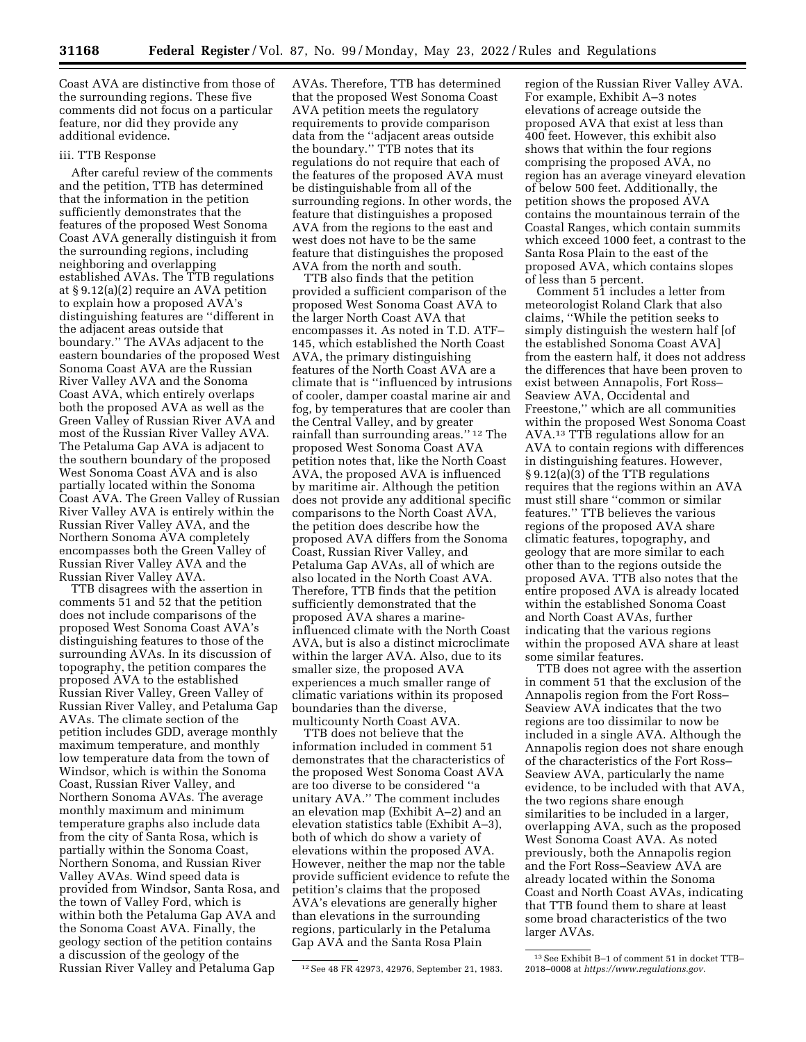Coast AVA are distinctive from those of the surrounding regions. These five comments did not focus on a particular feature, nor did they provide any additional evidence.

iii. TTB Response

After careful review of the comments and the petition, TTB has determined that the information in the petition sufficiently demonstrates that the features of the proposed West Sonoma Coast AVA generally distinguish it from the surrounding regions, including neighboring and overlapping established AVAs. The TTB regulations at § 9.12(a)(2) require an AVA petition to explain how a proposed AVA's distinguishing features are ''different in the adjacent areas outside that boundary.'' The AVAs adjacent to the eastern boundaries of the proposed West Sonoma Coast AVA are the Russian River Valley AVA and the Sonoma Coast AVA, which entirely overlaps both the proposed AVA as well as the Green Valley of Russian River AVA and most of the Russian River Valley AVA. The Petaluma Gap AVA is adjacent to the southern boundary of the proposed West Sonoma Coast AVA and is also partially located within the Sonoma Coast AVA. The Green Valley of Russian River Valley AVA is entirely within the Russian River Valley AVA, and the Northern Sonoma AVA completely encompasses both the Green Valley of Russian River Valley AVA and the Russian River Valley AVA.

TTB disagrees with the assertion in comments 51 and 52 that the petition does not include comparisons of the proposed West Sonoma Coast AVA's distinguishing features to those of the surrounding AVAs. In its discussion of topography, the petition compares the proposed AVA to the established Russian River Valley, Green Valley of Russian River Valley, and Petaluma Gap AVAs. The climate section of the petition includes GDD, average monthly maximum temperature, and monthly low temperature data from the town of Windsor, which is within the Sonoma Coast, Russian River Valley, and Northern Sonoma AVAs. The average monthly maximum and minimum temperature graphs also include data from the city of Santa Rosa, which is partially within the Sonoma Coast, Northern Sonoma, and Russian River Valley AVAs. Wind speed data is provided from Windsor, Santa Rosa, and the town of Valley Ford, which is within both the Petaluma Gap AVA and the Sonoma Coast AVA. Finally, the geology section of the petition contains a discussion of the geology of the Russian River Valley and Petaluma Gap AVAs. Therefore, TTB has determined that the proposed West Sonoma Coast AVA petition meets the regulatory requirements to provide comparison data from the ''adjacent areas outside the boundary.'' TTB notes that its regulations do not require that each of the features of the proposed AVA must be distinguishable from all of the surrounding regions. In other words, the feature that distinguishes a proposed AVA from the regions to the east and west does not have to be the same feature that distinguishes the proposed AVA from the north and south.

TTB also finds that the petition provided a sufficient comparison of the proposed West Sonoma Coast AVA to the larger North Coast AVA that encompasses it. As noted in T.D. ATF–145, which established the North Coast AVA, the primary distinguishing features of the North Coast AVA are a climate that is ''influenced by intrusions of cooler, damper coastal marine air and fog, by temperatures that are cooler than the Central Valley, and by greater rainfall than surrounding areas.'' [12] The proposed West Sonoma Coast AVA petition notes that, like the North Coast AVA, the proposed AVA is influenced by maritime air. Although the petition does not provide any additional specific comparisons to the North Coast AVA, the petition does describe how the proposed AVA differs from the Sonoma Coast, Russian River Valley, and Petaluma Gap AVAs, all of which are also located in the North Coast AVA. Therefore, TTB finds that the petition sufficiently demonstrated that the proposed AVA shares a marine-influenced climate with the North Coast AVA, but is also a distinct microclimate within the larger AVA. Also, due to its smaller size, the proposed AVA experiences a much smaller range of climatic variations within its proposed boundaries than the diverse, multicounty North Coast AVA.

TTB does not believe that the information included in comment 51 demonstrates that the characteristics of the proposed West Sonoma Coast AVA are too diverse to be considered ''a unitary AVA.'' The comment includes an elevation map (Exhibit A–2) and an elevation statistics table (Exhibit A–3), both of which do show a variety of elevations within the proposed AVA. However, neither the map nor the table provide sufficient evidence to refute the petition's claims that the proposed AVA's elevations are generally higher than elevations in the surrounding regions, particularly in the Petaluma Gap AVA and the Santa Rosa Plain region of the Russian River Valley AVA. For example, Exhibit A–3 notes elevations of acreage outside the proposed AVA that exist at less than 400 feet. However, this exhibit also shows that within the four regions comprising the proposed AVA, no region has an average vineyard elevation of below 500 feet. Additionally, the petition shows the proposed AVA contains the mountainous terrain of the Coastal Ranges, which contain summits which exceed 1000 feet, a contrast to the Santa Rosa Plain to the east of the proposed AVA, which contains slopes of less than 5 percent.

Comment 51 includes a letter from meteorologist Roland Clark that also claims, ''While the petition seeks to simply distinguish the western half [of the established Sonoma Coast AVA] from the eastern half, it does not address the differences that have been proven to exist between Annapolis, Fort Ross–Seaview AVA, Occidental and Freestone,'' which are all communities within the proposed West Sonoma Coast AVA.[13] TTB regulations allow for an AVA to contain regions with differences in distinguishing features. However, § 9.12(a)(3) of the TTB regulations requires that the regions within an AVA must still share ''common or similar features.'' TTB believes the various regions of the proposed AVA share climatic features, topography, and geology that are more similar to each other than to the regions outside the proposed AVA. TTB also notes that the entire proposed AVA is already located within the established Sonoma Coast and North Coast AVAs, further indicating that the various regions within the proposed AVA share at least some similar features.

TTB does not agree with the assertion in comment 51 that the exclusion of the Annapolis region from the Fort Ross–Seaview AVA indicates that the two regions are too dissimilar to now be included in a single AVA. Although the Annapolis region does not share enough of the characteristics of the Fort Ross–Seaview AVA, particularly the name evidence, to be included with that AVA, the two regions share enough similarities to be included in a larger, overlapping AVA, such as the proposed West Sonoma Coast AVA. As noted previously, both the Annapolis region and the Fort Ross–Seaview AVA are already located within the Sonoma Coast and North Coast AVAs, indicating that TTB found them to share at least some broad characteristics of the two larger AVAs.

[12] See 48 FR 42973, 42976, September 21, 1983.

[13] See Exhibit B–1 of comment 51 in docket TTB–2018–0008 at *https://www.regulations.gov*.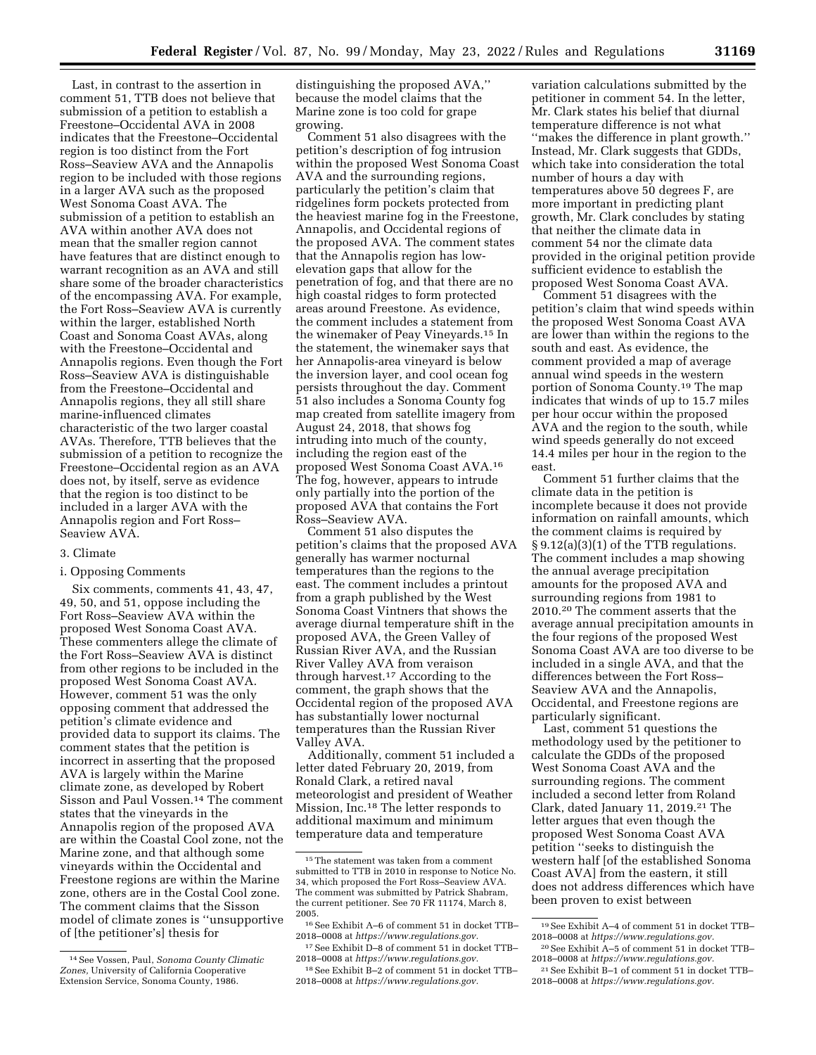Last, in contrast to the assertion in comment 51, TTB does not believe that submission of a petition to establish a Freestone–Occidental AVA in 2008 indicates that the Freestone–Occidental region is too distinct from the Fort Ross–Seaview AVA and the Annapolis region to be included with those regions in a larger AVA such as the proposed West Sonoma Coast AVA. The submission of a petition to establish an AVA within another AVA does not mean that the smaller region cannot have features that are distinct enough to warrant recognition as an AVA and still share some of the broader characteristics of the encompassing AVA. For example, the Fort Ross–Seaview AVA is currently within the larger, established North Coast and Sonoma Coast AVAs, along with the Freestone–Occidental and Annapolis regions. Even though the Fort Ross–Seaview AVA is distinguishable from the Freestone–Occidental and Annapolis regions, they all still share marine-influenced climates characteristic of the two larger coastal AVAs. Therefore, TTB believes that the submission of a petition to recognize the Freestone–Occidental region as an AVA does not, by itself, serve as evidence that the region is too distinct to be included in a larger AVA with the Annapolis region and Fort Ross–Seaview AVA.

3. Climate

i. Opposing Comments

Six comments, comments 41, 43, 47, 49, 50, and 51, oppose including the Fort Ross–Seaview AVA within the proposed West Sonoma Coast AVA. These commenters allege the climate of the Fort Ross–Seaview AVA is distinct from other regions to be included in the proposed West Sonoma Coast AVA. However, comment 51 was the only opposing comment that addressed the petition's climate evidence and provided data to support its claims. The comment states that the petition is incorrect in asserting that the proposed AVA is largely within the Marine climate zone, as developed by Robert Sisson and Paul Vossen.[14] The comment states that the vineyards in the Annapolis region of the proposed AVA are within the Coastal Cool zone, not the Marine zone, and that although some vineyards within the Occidental and Freestone regions are within the Marine zone, others are in the Costal Cool zone. The comment claims that the Sisson model of climate zones is ''unsupportive of [the petitioner's] thesis for distinguishing the proposed AVA,'' because the model claims that the Marine zone is too cold for grape growing.

Comment 51 also disagrees with the petition's description of fog intrusion within the proposed West Sonoma Coast AVA and the surrounding regions, particularly the petition's claim that ridgelines form pockets protected from the heaviest marine fog in the Freestone, Annapolis, and Occidental regions of the proposed AVA. The comment states that the Annapolis region has low-elevation gaps that allow for the penetration of fog, and that there are no high coastal ridges to form protected areas around Freestone. As evidence, the comment includes a statement from the winemaker of Peay Vineyards.[15] In the statement, the winemaker says that her Annapolis-area vineyard is below the inversion layer, and cool ocean fog persists throughout the day. Comment 51 also includes a Sonoma County fog map created from satellite imagery from August 24, 2018, that shows fog intruding into much of the county, including the region east of the proposed West Sonoma Coast AVA.[16] The fog, however, appears to intrude only partially into the portion of the proposed AVA that contains the Fort Ross–Seaview AVA.

Comment 51 also disputes the petition's claims that the proposed AVA generally has warmer nocturnal temperatures than the regions to the east. The comment includes a printout from a graph published by the West Sonoma Coast Vintners that shows the average diurnal temperature shift in the proposed AVA, the Green Valley of Russian River AVA, and the Russian River Valley AVA from veraison through harvest.[17] According to the comment, the graph shows that the Occidental region of the proposed AVA has substantially lower nocturnal temperatures than the Russian River Valley AVA.

Additionally, comment 51 included a letter dated February 20, 2019, from Ronald Clark, a retired naval meteorologist and president of Weather Mission, Inc.[18] The letter responds to additional maximum and minimum temperature data and temperature variation calculations submitted by the petitioner in comment 54. In the letter, Mr. Clark states his belief that diurnal temperature difference is not what ''makes the difference in plant growth.'' Instead, Mr. Clark suggests that GDDs, which take into consideration the total number of hours a day with temperatures above 50 degrees F, are more important in predicting plant growth, Mr. Clark concludes by stating that neither the climate data in comment 54 nor the climate data provided in the original petition provide sufficient evidence to establish the proposed West Sonoma Coast AVA.

Comment 51 disagrees with the petition's claim that wind speeds within the proposed West Sonoma Coast AVA are lower than within the regions to the south and east. As evidence, the comment provided a map of average annual wind speeds in the western portion of Sonoma County.[19] The map indicates that winds of up to 15.7 miles per hour occur within the proposed AVA and the region to the south, while wind speeds generally do not exceed 14.4 miles per hour in the region to the east.

Comment 51 further claims that the climate data in the petition is incomplete because it does not provide information on rainfall amounts, which the comment claims is required by § 9.12(a)(3)(1) of the TTB regulations. The comment includes a map showing the annual average precipitation amounts for the proposed AVA and surrounding regions from 1981 to 2010.[20] The comment asserts that the average annual precipitation amounts in the four regions of the proposed West Sonoma Coast AVA are too diverse to be included in a single AVA, and that the differences between the Fort Ross–Seaview AVA and the Annapolis, Occidental, and Freestone regions are particularly significant.

Last, comment 51 questions the methodology used by the petitioner to calculate the GDDs of the proposed West Sonoma Coast AVA and the surrounding regions. The comment included a second letter from Roland Clark, dated January 11, 2019.[21] The letter argues that even though the proposed West Sonoma Coast AVA petition ''seeks to distinguish the western half [of the established Sonoma Coast AVA] from the eastern, it still does not address differences which have been proven to exist between

---

[14] See Vossen, Paul, *Sonoma County Climatic Zones,* University of California Cooperative Extension Service, Sonoma County, 1986.

[15] The statement was taken from a comment submitted to TTB in 2010 in response to Notice No. 34, which proposed the Fort Ross–Seaview AVA. The comment was submitted by Patrick Shabram, the current petitioner. See 70 FR 11174, March 8, 2005.

[16] See Exhibit A–6 of comment 51 in docket TTB–2018–0008 at *https://www.regulations.gov.*

[17] See Exhibit D–8 of comment 51 in docket TTB–2018–0008 at *https://www.regulations.gov.*

[18] See Exhibit B–2 of comment 51 in docket TTB–2018–0008 at *https://www.regulations.gov.*

[19] See Exhibit A–4 of comment 51 in docket TTB–2018–0008 at *https://www.regulations.gov.*

[20] See Exhibit A–5 of comment 51 in docket TTB–2018–0008 at *https://www.regulations.gov.*

[21] See Exhibit B–1 of comment 51 in docket TTB–2018–0008 at *https://www.regulations.gov.*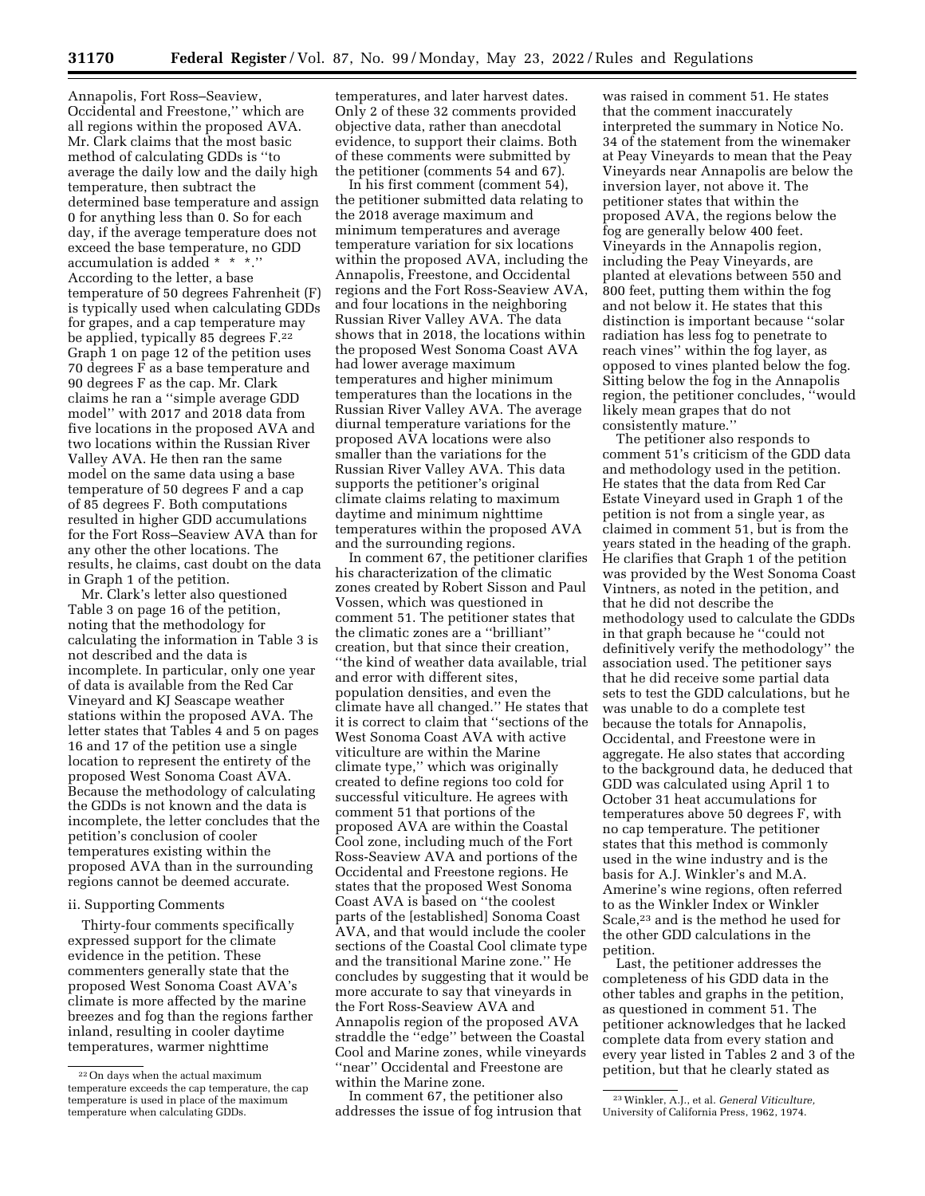Annapolis, Fort Ross–Seaview, Occidental and Freestone," which are all regions within the proposed AVA. Mr. Clark claims that the most basic method of calculating GDDs is "to average the daily low and the daily high temperature, then subtract the determined base temperature and assign 0 for anything less than 0. So for each day, if the average temperature does not exceed the base temperature, no GDD accumulation is added * * *." According to the letter, a base temperature of 50 degrees Fahrenheit (F) is typically used when calculating GDDs for grapes, and a cap temperature may be applied, typically 85 degrees F.[22] Graph 1 on page 12 of the petition uses 70 degrees F as a base temperature and 90 degrees F as the cap. Mr. Clark claims he ran a "simple average GDD model" with 2017 and 2018 data from five locations in the proposed AVA and two locations within the Russian River Valley AVA. He then ran the same model on the same data using a base temperature of 50 degrees F and a cap of 85 degrees F. Both computations resulted in higher GDD accumulations for the Fort Ross–Seaview AVA than for any other the other locations. The results, he claims, cast doubt on the data in Graph 1 of the petition.

Mr. Clark's letter also questioned Table 3 on page 16 of the petition, noting that the methodology for calculating the information in Table 3 is not described and the data is incomplete. In particular, only one year of data is available from the Red Car Vineyard and KJ Seascape weather stations within the proposed AVA. The letter states that Tables 4 and 5 on pages 16 and 17 of the petition use a single location to represent the entirety of the proposed West Sonoma Coast AVA. Because the methodology of calculating the GDDs is not known and the data is incomplete, the letter concludes that the petition's conclusion of cooler temperatures existing within the proposed AVA than in the surrounding regions cannot be deemed accurate.

ii. Supporting Comments

Thirty-four comments specifically expressed support for the climate evidence in the petition. These commenters generally state that the proposed West Sonoma Coast AVA's climate is more affected by the marine breezes and fog than the regions farther inland, resulting in cooler daytime temperatures, warmer nighttime temperatures, and later harvest dates. Only 2 of these 32 comments provided objective data, rather than anecdotal evidence, to support their claims. Both of these comments were submitted by the petitioner (comments 54 and 67).

In his first comment (comment 54), the petitioner submitted data relating to the 2018 average maximum and minimum temperatures and average temperature variation for six locations within the proposed AVA, including the Annapolis, Freestone, and Occidental regions and the Fort Ross-Seaview AVA, and four locations in the neighboring Russian River Valley AVA. The data shows that in 2018, the locations within the proposed West Sonoma Coast AVA had lower average maximum temperatures and higher minimum temperatures than the locations in the Russian River Valley AVA. The average diurnal temperature variations for the proposed AVA locations were also smaller than the variations for the Russian River Valley AVA. This data supports the petitioner's original climate claims relating to maximum daytime and minimum nighttime temperatures within the proposed AVA and the surrounding regions.

In comment 67, the petitioner clarifies his characterization of the climatic zones created by Robert Sisson and Paul Vossen, which was questioned in comment 51. The petitioner states that the climatic zones are a "brilliant" creation, but that since their creation, "the kind of weather data available, trial and error with different sites, population densities, and even the climate have all changed." He states that it is correct to claim that "sections of the West Sonoma Coast AVA with active viticulture are within the Marine climate type," which was originally created to define regions too cold for successful viticulture. He agrees with comment 51 that portions of the proposed AVA are within the Coastal Cool zone, including much of the Fort Ross-Seaview AVA and portions of the Occidental and Freestone regions. He states that the proposed West Sonoma Coast AVA is based on "the coolest parts of the [established] Sonoma Coast AVA, and that would include the cooler sections of the Coastal Cool climate type and the transitional Marine zone." He concludes by suggesting that it would be more accurate to say that vineyards in the Fort Ross-Seaview AVA and Annapolis region of the proposed AVA straddle the "edge" between the Coastal Cool and Marine zones, while vineyards "near" Occidental and Freestone are within the Marine zone.

In comment 67, the petitioner also addresses the issue of fog intrusion that was raised in comment 51. He states that the comment inaccurately interpreted the summary in Notice No. 34 of the statement from the winemaker at Peay Vineyards to mean that the Peay Vineyards near Annapolis are below the inversion layer, not above it. The petitioner states that within the proposed AVA, the regions below the fog are generally below 400 feet. Vineyards in the Annapolis region, including the Peay Vineyards, are planted at elevations between 550 and 800 feet, putting them within the fog and not below it. He states that this distinction is important because "solar radiation has less fog to penetrate to reach vines" within the fog layer, as opposed to vines planted below the fog. Sitting below the fog in the Annapolis region, the petitioner concludes, "would likely mean grapes that do not consistently mature."

The petitioner also responds to comment 51's criticism of the GDD data and methodology used in the petition. He states that the data from Red Car Estate Vineyard used in Graph 1 of the petition is not from a single year, as claimed in comment 51, but is from the years stated in the heading of the graph. He clarifies that Graph 1 of the petition was provided by the West Sonoma Coast Vintners, as noted in the petition, and that he did not describe the methodology used to calculate the GDDs in that graph because he "could not definitively verify the methodology" the association used. The petitioner says that he did receive some partial data sets to test the GDD calculations, but he was unable to do a complete test because the totals for Annapolis, Occidental, and Freestone were in aggregate. He also states that according to the background data, he deduced that GDD was calculated using April 1 to October 31 heat accumulations for temperatures above 50 degrees F, with no cap temperature. The petitioner states that this method is commonly used in the wine industry and is the basis for A.J. Winkler's and M.A. Amerine's wine regions, often referred to as the Winkler Index or Winkler Scale,[23] and is the method he used for the other GDD calculations in the petition.

Last, the petitioner addresses the completeness of his GDD data in the other tables and graphs in the petition, as questioned in comment 51. The petitioner acknowledges that he lacked complete data from every station and every year listed in Tables 2 and 3 of the petition, but that he clearly stated as

[22] On days when the actual maximum temperature exceeds the cap temperature, the cap temperature is used in place of the maximum temperature when calculating GDDs.

[23] Winkler, A.J., et al. *General Viticulture*, University of California Press, 1962, 1974.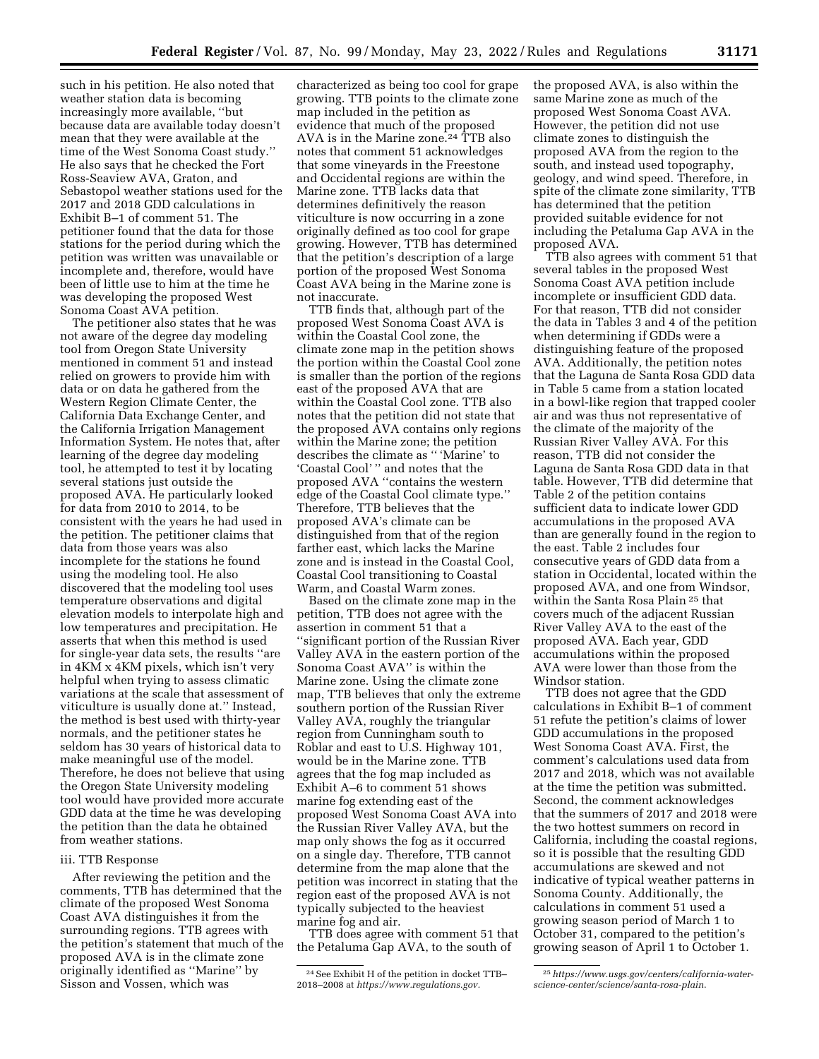such in his petition. He also noted that weather station data is becoming increasingly more available, "but because data are available today doesn't mean that they were available at the time of the West Sonoma Coast study." He also says that he checked the Fort Ross-Seaview AVA, Graton, and Sebastopol weather stations used for the 2017 and 2018 GDD calculations in Exhibit B–1 of comment 51. The petitioner found that the data for those stations for the period during which the petition was written was unavailable or incomplete and, therefore, would have been of little use to him at the time he was developing the proposed West Sonoma Coast AVA petition.

The petitioner also states that he was not aware of the degree day modeling tool from Oregon State University mentioned in comment 51 and instead relied on growers to provide him with data or on data he gathered from the Western Region Climate Center, the California Data Exchange Center, and the California Irrigation Management Information System. He notes that, after learning of the degree day modeling tool, he attempted to test it by locating several stations just outside the proposed AVA. He particularly looked for data from 2010 to 2014, to be consistent with the years he had used in the petition. The petitioner claims that data from those years was also incomplete for the stations he found using the modeling tool. He also discovered that the modeling tool uses temperature observations and digital elevation models to interpolate high and low temperatures and precipitation. He asserts that when this method is used for single-year data sets, the results "are in 4KM x 4KM pixels, which isn't very helpful when trying to assess climatic variations at the scale that assessment of viticulture is usually done at." Instead, the method is best used with thirty-year normals, and the petitioner states he seldom has 30 years of historical data to make meaningful use of the model. Therefore, he does not believe that using the Oregon State University modeling tool would have provided more accurate GDD data at the time he was developing the petition than the data he obtained from weather stations.

### iii. TTB Response

After reviewing the petition and the comments, TTB has determined that the climate of the proposed West Sonoma Coast AVA distinguishes it from the surrounding regions. TTB agrees with the petition's statement that much of the proposed AVA is in the climate zone originally identified as "Marine" by Sisson and Vossen, which was characterized as being too cool for grape growing. TTB points to the climate zone map included in the petition as evidence that much of the proposed AVA is in the Marine zone.[24] TTB also notes that comment 51 acknowledges that some vineyards in the Freestone and Occidental regions are within the Marine zone. TTB lacks data that determines definitively the reason viticulture is now occurring in a zone originally defined as too cool for grape growing. However, TTB has determined that the petition's description of a large portion of the proposed West Sonoma Coast AVA being in the Marine zone is not inaccurate.

TTB finds that, although part of the proposed West Sonoma Coast AVA is within the Coastal Cool zone, the climate zone map in the petition shows the portion within the Coastal Cool zone is smaller than the portion of the regions east of the proposed AVA that are within the Coastal Cool zone. TTB also notes that the petition did not state that the proposed AVA contains only regions within the Marine zone; the petition describes the climate as " 'Marine' to 'Coastal Cool' " and notes that the proposed AVA "contains the western edge of the Coastal Cool climate type." Therefore, TTB believes that the proposed AVA's climate can be distinguished from that of the region farther east, which lacks the Marine zone and is instead in the Coastal Cool, Coastal Cool transitioning to Coastal Warm, and Coastal Warm zones.

Based on the climate zone map in the petition, TTB does not agree with the assertion in comment 51 that a "significant portion of the Russian River Valley AVA in the eastern portion of the Sonoma Coast AVA" is within the Marine zone. Using the climate zone map, TTB believes that only the extreme southern portion of the Russian River Valley AVA, roughly the triangular region from Cunningham south to Roblar and east to U.S. Highway 101, would be in the Marine zone. TTB agrees that the fog map included as Exhibit A–6 to comment 51 shows marine fog extending east of the proposed West Sonoma Coast AVA into the Russian River Valley AVA, but the map only shows the fog as it occurred on a single day. Therefore, TTB cannot determine from the map alone that the petition was incorrect in stating that the region east of the proposed AVA is not typically subjected to the heaviest marine fog and air.

TTB does agree with comment 51 that the Petaluma Gap AVA, to the south of the proposed AVA, is also within the same Marine zone as much of the proposed West Sonoma Coast AVA. However, the petition did not use climate zones to distinguish the proposed AVA from the region to the south, and instead used topography, geology, and wind speed. Therefore, in spite of the climate zone similarity, TTB has determined that the petition provided suitable evidence for not including the Petaluma Gap AVA in the proposed AVA.

TTB also agrees with comment 51 that several tables in the proposed West Sonoma Coast AVA petition include incomplete or insufficient GDD data. For that reason, TTB did not consider the data in Tables 3 and 4 of the petition when determining if GDDs were a distinguishing feature of the proposed AVA. Additionally, the petition notes that the Laguna de Santa Rosa GDD data in Table 5 came from a station located in a bowl-like region that trapped cooler air and was thus not representative of the climate of the majority of the Russian River Valley AVA. For this reason, TTB did not consider the Laguna de Santa Rosa GDD data in that table. However, TTB did determine that Table 2 of the petition contains sufficient data to indicate lower GDD accumulations in the proposed AVA than are generally found in the region to the east. Table 2 includes four consecutive years of GDD data from a station in Occidental, located within the proposed AVA, and one from Windsor, within the Santa Rosa Plain[25] that covers much of the adjacent Russian River Valley AVA to the east of the proposed AVA. Each year, GDD accumulations within the proposed AVA were lower than those from the Windsor station.

TTB does not agree that the GDD calculations in Exhibit B–1 of comment 51 refute the petition's claims of lower GDD accumulations in the proposed West Sonoma Coast AVA. First, the comment's calculations used data from 2017 and 2018, which was not available at the time the petition was submitted. Second, the comment acknowledges that the summers of 2017 and 2018 were the two hottest summers on record in California, including the coastal regions, so it is possible that the resulting GDD accumulations are skewed and not indicative of typical weather patterns in Sonoma County. Additionally, the calculations in comment 51 used a growing season period of March 1 to October 31, compared to the petition's growing season of April 1 to October 1.

---

[24] See Exhibit H of the petition in docket TTB–2018–2008 at *https://www.regulations.gov*.

[25] *https://www.usgs.gov/centers/california-water-science-center/science/santa-rosa-plain*.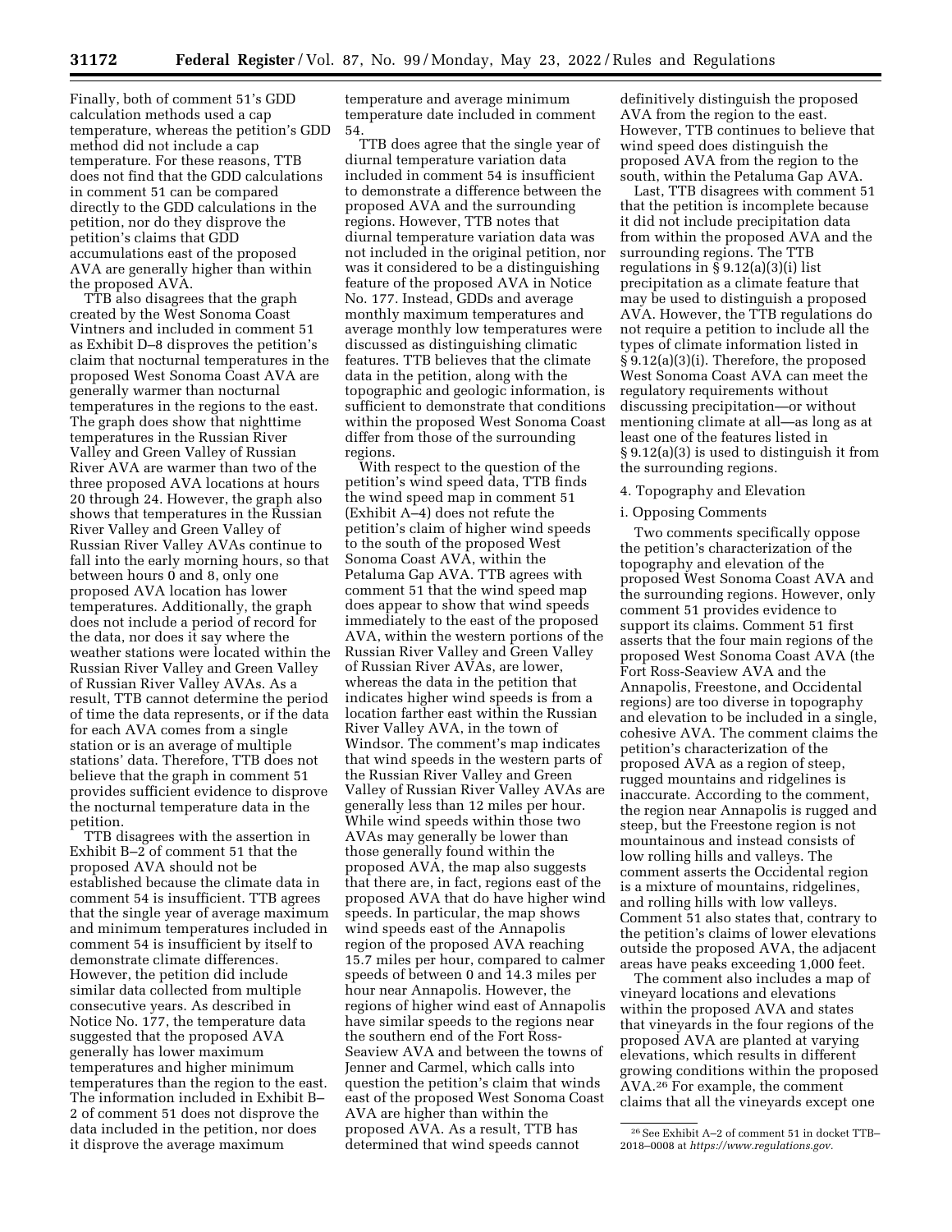Finally, both of comment 51's GDD calculation methods used a cap temperature, whereas the petition's GDD method did not include a cap temperature. For these reasons, TTB does not find that the GDD calculations in comment 51 can be compared directly to the GDD calculations in the petition, nor do they disprove the petition's claims that GDD accumulations east of the proposed AVA are generally higher than within the proposed AVA.

TTB also disagrees that the graph created by the West Sonoma Coast Vintners and included in comment 51 as Exhibit D–8 disproves the petition's claim that nocturnal temperatures in the proposed West Sonoma Coast AVA are generally warmer than nocturnal temperatures in the regions to the east. The graph does show that nighttime temperatures in the Russian River Valley and Green Valley of Russian River AVA are warmer than two of the three proposed AVA locations at hours 20 through 24. However, the graph also shows that temperatures in the Russian River Valley and Green Valley of Russian River Valley AVAs continue to fall into the early morning hours, so that between hours 0 and 8, only one proposed AVA location has lower temperatures. Additionally, the graph does not include a period of record for the data, nor does it say where the weather stations were located within the Russian River Valley and Green Valley of Russian River Valley AVAs. As a result, TTB cannot determine the period of time the data represents, or if the data for each AVA comes from a single station or is an average of multiple stations' data. Therefore, TTB does not believe that the graph in comment 51 provides sufficient evidence to disprove the nocturnal temperature data in the petition.

TTB disagrees with the assertion in Exhibit B–2 of comment 51 that the proposed AVA should not be established because the climate data in comment 54 is insufficient. TTB agrees that the single year of average maximum and minimum temperatures included in comment 54 is insufficient by itself to demonstrate climate differences. However, the petition did include similar data collected from multiple consecutive years. As described in Notice No. 177, the temperature data suggested that the proposed AVA generally has lower maximum temperatures and higher minimum temperatures than the region to the east. The information included in Exhibit B–2 of comment 51 does not disprove the data included in the petition, nor does it disprove the average maximum temperature and average minimum temperature date included in comment 54.

TTB does agree that the single year of diurnal temperature variation data included in comment 54 is insufficient to demonstrate a difference between the proposed AVA and the surrounding regions. However, TTB notes that diurnal temperature variation data was not included in the original petition, nor was it considered to be a distinguishing feature of the proposed AVA in Notice No. 177. Instead, GDDs and average monthly maximum temperatures and average monthly low temperatures were discussed as distinguishing climatic features. TTB believes that the climate data in the petition, along with the topographic and geologic information, is sufficient to demonstrate that conditions within the proposed West Sonoma Coast differ from those of the surrounding regions.

With respect to the question of the petition's wind speed data, TTB finds the wind speed map in comment 51 (Exhibit A–4) does not refute the petition's claim of higher wind speeds to the south of the proposed West Sonoma Coast AVA, within the Petaluma Gap AVA. TTB agrees with comment 51 that the wind speed map does appear to show that wind speeds immediately to the east of the proposed AVA, within the western portions of the Russian River Valley and Green Valley of Russian River AVAs, are lower, whereas the data in the petition that indicates higher wind speeds is from a location farther east within the Russian River Valley AVA, in the town of Windsor. The comment's map indicates that wind speeds in the western parts of the Russian River Valley and Green Valley of Russian River Valley AVAs are generally less than 12 miles per hour. While wind speeds within those two AVAs may generally be lower than those generally found within the proposed AVA, the map also suggests that there are, in fact, regions east of the proposed AVA that do have higher wind speeds. In particular, the map shows wind speeds east of the Annapolis region of the proposed AVA reaching 15.7 miles per hour, compared to calmer speeds of between 0 and 14.3 miles per hour near Annapolis. However, the regions of higher wind east of Annapolis have similar speeds to the regions near the southern end of the Fort Ross-Seaview AVA and between the towns of Jenner and Carmel, which calls into question the petition's claim that winds east of the proposed West Sonoma Coast AVA are higher than within the proposed AVA. As a result, TTB has determined that wind speeds cannot definitively distinguish the proposed AVA from the region to the east. However, TTB continues to believe that wind speed does distinguish the proposed AVA from the region to the south, within the Petaluma Gap AVA.

Last, TTB disagrees with comment 51 that the petition is incomplete because it did not include precipitation data from within the proposed AVA and the surrounding regions. The TTB regulations in § 9.12(a)(3)(i) list precipitation as a climate feature that may be used to distinguish a proposed AVA. However, the TTB regulations do not require a petition to include all the types of climate information listed in § 9.12(a)(3)(i). Therefore, the proposed West Sonoma Coast AVA can meet the regulatory requirements without discussing precipitation—or without mentioning climate at all—as long as at least one of the features listed in § 9.12(a)(3) is used to distinguish it from the surrounding regions.

4. Topography and Elevation

i. Opposing Comments

Two comments specifically oppose the petition's characterization of the topography and elevation of the proposed West Sonoma Coast AVA and the surrounding regions. However, only comment 51 provides evidence to support its claims. Comment 51 first asserts that the four main regions of the proposed West Sonoma Coast AVA (the Fort Ross-Seaview AVA and the Annapolis, Freestone, and Occidental regions) are too diverse in topography and elevation to be included in a single, cohesive AVA. The comment claims the petition's characterization of the proposed AVA as a region of steep, rugged mountains and ridgelines is inaccurate. According to the comment, the region near Annapolis is rugged and steep, but the Freestone region is not mountainous and instead consists of low rolling hills and valleys. The comment asserts the Occidental region is a mixture of mountains, ridgelines, and rolling hills with low valleys. Comment 51 also states that, contrary to the petition's claims of lower elevations outside the proposed AVA, the adjacent areas have peaks exceeding 1,000 feet.

The comment also includes a map of vineyard locations and elevations within the proposed AVA and states that vineyards in the four regions of the proposed AVA are planted at varying elevations, which results in different growing conditions within the proposed AVA.[26] For example, the comment claims that all the vineyards except one

[26] See Exhibit A–2 of comment 51 in docket TTB–2018–0008 at *https://www.regulations.gov.*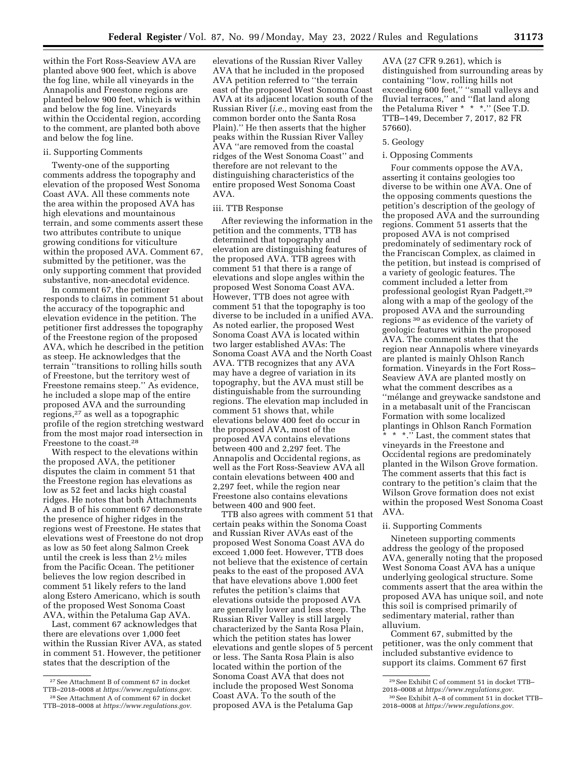within the Fort Ross-Seaview AVA are planted above 900 feet, which is above the fog line, while all vineyards in the Annapolis and Freestone regions are planted below 900 feet, which is within and below the fog line. Vineyards within the Occidental region, according to the comment, are planted both above and below the fog line.

ii. Supporting Comments

Twenty-one of the supporting comments address the topography and elevation of the proposed West Sonoma Coast AVA. All these comments note the area within the proposed AVA has high elevations and mountainous terrain, and some comments assert these two attributes contribute to unique growing conditions for viticulture within the proposed AVA. Comment 67, submitted by the petitioner, was the only supporting comment that provided substantive, non-anecdotal evidence.

In comment 67, the petitioner responds to claims in comment 51 about the accuracy of the topographic and elevation evidence in the petition. The petitioner first addresses the topography of the Freestone region of the proposed AVA, which he described in the petition as steep. He acknowledges that the terrain "transitions to rolling hills south of Freestone, but the territory west of Freestone remains steep." As evidence, he included a slope map of the entire proposed AVA and the surrounding regions,[27] as well as a topographic profile of the region stretching westward from the most major road intersection in Freestone to the coast.[28]

With respect to the elevations within the proposed AVA, the petitioner disputes the claim in comment 51 that the Freestone region has elevations as low as 52 feet and lacks high coastal ridges. He notes that both Attachments A and B of his comment 67 demonstrate the presence of higher ridges in the regions west of Freestone. He states that elevations west of Freestone do not drop as low as 50 feet along Salmon Creek until the creek is less than 2½ miles from the Pacific Ocean. The petitioner believes the low region described in comment 51 likely refers to the land along Estero Americano, which is south of the proposed West Sonoma Coast AVA, within the Petaluma Gap AVA.

Last, comment 67 acknowledges that there are elevations over 1,000 feet within the Russian River AVA, as stated in comment 51. However, the petitioner states that the description of the elevations of the Russian River Valley AVA that he included in the proposed AVA petition referred to "the terrain east of the proposed West Sonoma Coast AVA at its adjacent location south of the Russian River (*i.e.,* moving east from the common border onto the Santa Rosa Plain)." He then asserts that the higher peaks within the Russian River Valley AVA "are removed from the coastal ridges of the West Sonoma Coast" and therefore are not relevant to the distinguishing characteristics of the entire proposed West Sonoma Coast AVA.

iii. TTB Response

After reviewing the information in the petition and the comments, TTB has determined that topography and elevation are distinguishing features of the proposed AVA. TTB agrees with comment 51 that there is a range of elevations and slope angles within the proposed West Sonoma Coast AVA. However, TTB does not agree with comment 51 that the topography is too diverse to be included in a unified AVA. As noted earlier, the proposed West Sonoma Coast AVA is located within two larger established AVAs: The Sonoma Coast AVA and the North Coast AVA. TTB recognizes that any AVA may have a degree of variation in its topography, but the AVA must still be distinguishable from the surrounding regions. The elevation map included in comment 51 shows that, while elevations below 400 feet do occur in the proposed AVA, most of the proposed AVA contains elevations between 400 and 2,297 feet. The Annapolis and Occidental regions, as well as the Fort Ross-Seaview AVA all contain elevations between 400 and 2,297 feet, while the region near Freestone also contains elevations between 400 and 900 feet.

TTB also agrees with comment 51 that certain peaks within the Sonoma Coast and Russian River AVAs east of the proposed West Sonoma Coast AVA do exceed 1,000 feet. However, TTB does not believe that the existence of certain peaks to the east of the proposed AVA that have elevations above 1,000 feet refutes the petition's claims that elevations outside the proposed AVA are generally lower and less steep. The Russian River Valley is still largely characterized by the Santa Rosa Plain, which the petition states has lower elevations and gentle slopes of 5 percent or less. The Santa Rosa Plain is also located within the portion of the Sonoma Coast AVA that does not include the proposed West Sonoma Coast AVA. To the south of the proposed AVA is the Petaluma Gap AVA (27 CFR 9.261), which is distinguished from surrounding areas by containing "low, rolling hills not exceeding 600 feet," "small valleys and fluvial terraces," and "flat land along the Petaluma River * * *." (See T.D. TTB–149, December 7, 2017, 82 FR 57660).

5. Geology

i. Opposing Comments

Four comments oppose the AVA, asserting it contains geologies too diverse to be within one AVA. One of the opposing comments questions the petition's description of the geology of the proposed AVA and the surrounding regions. Comment 51 asserts that the proposed AVA is not comprised predominately of sedimentary rock of the Franciscan Complex, as claimed in the petition, but instead is comprised of a variety of geologic features. The comment included a letter from professional geologist Ryan Padgett,[29] along with a map of the geology of the proposed AVA and the surrounding regions[30] as evidence of the variety of geologic features within the proposed AVA. The comment states that the region near Annapolis where vineyards are planted is mainly Ohlson Ranch formation. Vineyards in the Fort Ross–Seaview AVA are planted mostly on what the comment describes as a "mélange and greywacke sandstone and in a metabasalt unit of the Franciscan Formation with some localized plantings in Ohlson Ranch Formation * * *." Last, the comment states that vineyards in the Freestone and Occidental regions are predominately planted in the Wilson Grove formation. The comment asserts that this fact is contrary to the petition's claim that the Wilson Grove formation does not exist within the proposed West Sonoma Coast AVA.

ii. Supporting Comments

Nineteen supporting comments address the geology of the proposed AVA, generally noting that the proposed West Sonoma Coast AVA has a unique underlying geological structure. Some comments assert that the area within the proposed AVA has unique soil, and note this soil is comprised primarily of sedimentary material, rather than alluvium.

Comment 67, submitted by the petitioner, was the only comment that included substantive evidence to support its claims. Comment 67 first

[27] See Attachment B of comment 67 in docket TTB–2018–0008 at *https://www.regulations.gov.*

[28] See Attachment A of comment 67 in docket TTB–2018–0008 at *https://www.regulations.gov.*

[29] See Exhibit C of comment 51 in docket TTB–2018–0008 at *https://www.regulations.gov.*

[30] See Exhibit A–8 of comment 51 in docket TTB–2018–0008 at *https://www.regulations.gov.*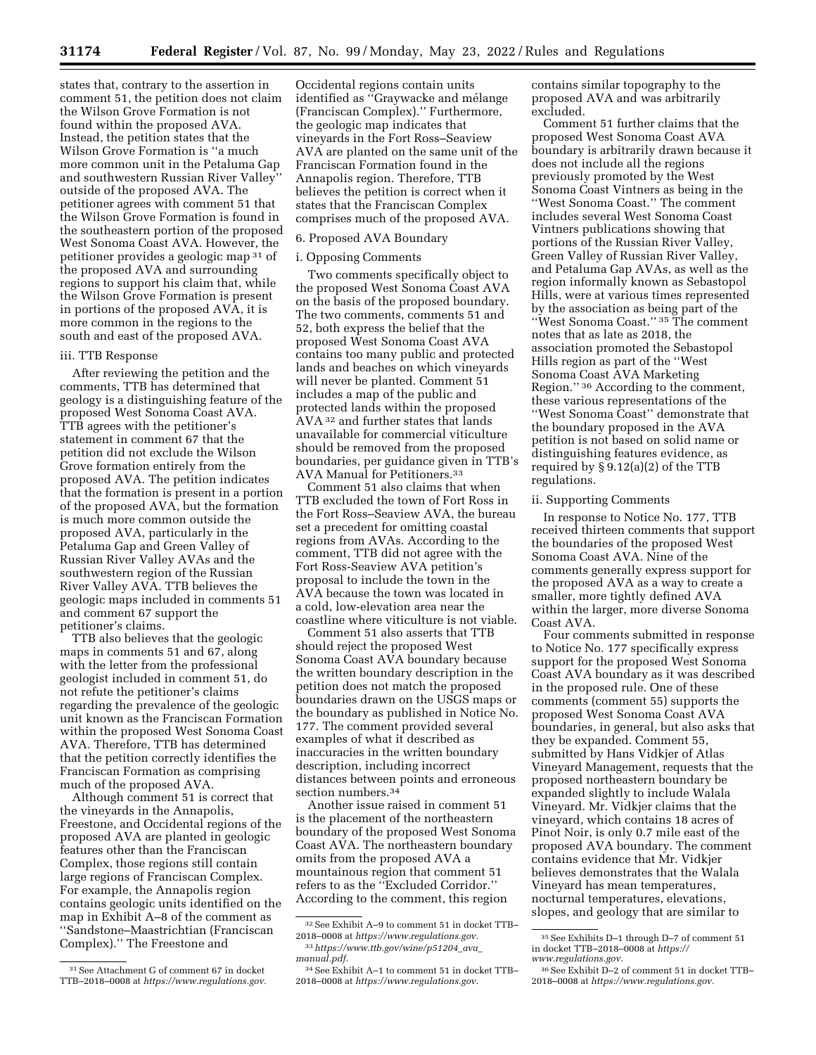states that, contrary to the assertion in comment 51, the petition does not claim the Wilson Grove Formation is not found within the proposed AVA. Instead, the petition states that the Wilson Grove Formation is ''a much more common unit in the Petaluma Gap and southwestern Russian River Valley'' outside of the proposed AVA. The petitioner agrees with comment 51 that the Wilson Grove Formation is found in the southeastern portion of the proposed West Sonoma Coast AVA. However, the petitioner provides a geologic map [31] of the proposed AVA and surrounding regions to support his claim that, while the Wilson Grove Formation is present in portions of the proposed AVA, it is more common in the regions to the south and east of the proposed AVA.

iii. TTB Response

After reviewing the petition and the comments, TTB has determined that geology is a distinguishing feature of the proposed West Sonoma Coast AVA. TTB agrees with the petitioner's statement in comment 67 that the petition did not exclude the Wilson Grove formation entirely from the proposed AVA. The petition indicates that the formation is present in a portion of the proposed AVA, but the formation is much more common outside the proposed AVA, particularly in the Petaluma Gap and Green Valley of Russian River Valley AVAs and the southwestern region of the Russian River Valley AVA. TTB believes the geologic maps included in comments 51 and comment 67 support the petitioner's claims.

TTB also believes that the geologic maps in comments 51 and 67, along with the letter from the professional geologist included in comment 51, do not refute the petitioner's claims regarding the prevalence of the geologic unit known as the Franciscan Formation within the proposed West Sonoma Coast AVA. Therefore, TTB has determined that the petition correctly identifies the Franciscan Formation as comprising much of the proposed AVA.

Although comment 51 is correct that the vineyards in the Annapolis, Freestone, and Occidental regions of the proposed AVA are planted in geologic features other than the Franciscan Complex, those regions still contain large regions of Franciscan Complex. For example, the Annapolis region contains geologic units identified on the map in Exhibit A–8 of the comment as ''Sandstone–Maastrichtian (Franciscan Complex).'' The Freestone and Occidental regions contain units identified as ''Graywacke and mélange (Franciscan Complex).'' Furthermore, the geologic map indicates that vineyards in the Fort Ross–Seaview AVA are planted on the same unit of the Franciscan Formation found in the Annapolis region. Therefore, TTB believes the petition is correct when it states that the Franciscan Complex comprises much of the proposed AVA.

6. Proposed AVA Boundary

i. Opposing Comments

Two comments specifically object to the proposed West Sonoma Coast AVA on the basis of the proposed boundary. The two comments, comments 51 and 52, both express the belief that the proposed West Sonoma Coast AVA contains too many public and protected lands and beaches on which vineyards will never be planted. Comment 51 includes a map of the public and protected lands within the proposed AVA [32] and further states that lands unavailable for commercial viticulture should be removed from the proposed boundaries, per guidance given in TTB's AVA Manual for Petitioners.[33]

Comment 51 also claims that when TTB excluded the town of Fort Ross in the Fort Ross–Seaview AVA, the bureau set a precedent for omitting coastal regions from AVAs. According to the comment, TTB did not agree with the Fort Ross-Seaview AVA petition's proposal to include the town in the AVA because the town was located in a cold, low-elevation area near the coastline where viticulture is not viable.

Comment 51 also asserts that TTB should reject the proposed West Sonoma Coast AVA boundary because the written boundary description in the petition does not match the proposed boundaries drawn on the USGS maps or the boundary as published in Notice No. 177. The comment provided several examples of what it described as inaccuracies in the written boundary description, including incorrect distances between points and erroneous section numbers.[34]

Another issue raised in comment 51 is the placement of the northeastern boundary of the proposed West Sonoma Coast AVA. The northeastern boundary omits from the proposed AVA a mountainous region that comment 51 refers to as the ''Excluded Corridor.'' According to the comment, this region contains similar topography to the proposed AVA and was arbitrarily excluded.

Comment 51 further claims that the proposed West Sonoma Coast AVA boundary is arbitrarily drawn because it does not include all the regions previously promoted by the West Sonoma Coast Vintners as being in the ''West Sonoma Coast.'' The comment includes several West Sonoma Coast Vintners publications showing that portions of the Russian River Valley, Green Valley of Russian River Valley, and Petaluma Gap AVAs, as well as the region informally known as Sebastopol Hills, were at various times represented by the association as being part of the ''West Sonoma Coast.'' [35] The comment notes that as late as 2018, the association promoted the Sebastopol Hills region as part of the ''West Sonoma Coast AVA Marketing Region.'' [36] According to the comment, these various representations of the ''West Sonoma Coast'' demonstrate that the boundary proposed in the AVA petition is not based on solid name or distinguishing features evidence, as required by § 9.12(a)(2) of the TTB regulations.

ii. Supporting Comments

In response to Notice No. 177, TTB received thirteen comments that support the boundaries of the proposed West Sonoma Coast AVA. Nine of the comments generally express support for the proposed AVA as a way to create a smaller, more tightly defined AVA within the larger, more diverse Sonoma Coast AVA.

Four comments submitted in response to Notice No. 177 specifically express support for the proposed West Sonoma Coast AVA boundary as it was described in the proposed rule. One of these comments (comment 55) supports the proposed West Sonoma Coast AVA boundaries, in general, but also asks that they be expanded. Comment 55, submitted by Hans Vidkjer of Atlas Vineyard Management, requests that the proposed northeastern boundary be expanded slightly to include Walala Vineyard. Mr. Vidkjer claims that the vineyard, which contains 18 acres of Pinot Noir, is only 0.7 mile east of the proposed AVA boundary. The comment contains evidence that Mr. Vidkjer believes demonstrates that the Walala Vineyard has mean temperatures, nocturnal temperatures, elevations, slopes, and geology that are similar to

---

[31] See Attachment G of comment 67 in docket TTB–2018–0008 at *https://www.regulations.gov.*

[32] See Exhibit A–9 to comment 51 in docket TTB–2018–0008 at *https://www.regulations.gov.*

[33] *https://www.ttb.gov/wine/p51204_ava_manual.pdf.*

[34] See Exhibit A–1 to comment 51 in docket TTB–2018–0008 at *https://www.regulations.gov.*

[35] See Exhibits D–1 through D–7 of comment 51 in docket TTB–2018–0008 at *https://www.regulations.gov.*

[36] See Exhibit D–2 of comment 51 in docket TTB–2018–0008 at *https://www.regulations.gov.*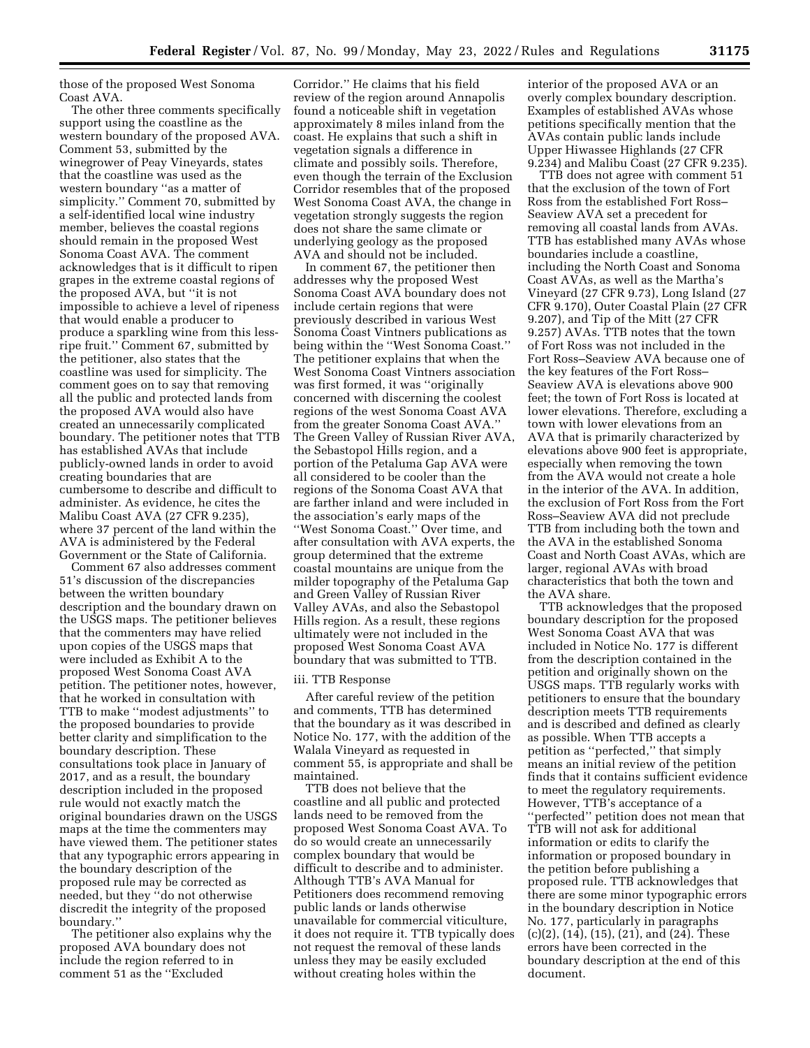those of the proposed West Sonoma Coast AVA.

The other three comments specifically support using the coastline as the western boundary of the proposed AVA. Comment 53, submitted by the winegrower of Peay Vineyards, states that the coastline was used as the western boundary ''as a matter of simplicity.'' Comment 70, submitted by a self-identified local wine industry member, believes the coastal regions should remain in the proposed West Sonoma Coast AVA. The comment acknowledges that is it difficult to ripen grapes in the extreme coastal regions of the proposed AVA, but ''it is not impossible to achieve a level of ripeness that would enable a producer to produce a sparkling wine from this less-ripe fruit.'' Comment 67, submitted by the petitioner, also states that the coastline was used for simplicity. The comment goes on to say that removing all the public and protected lands from the proposed AVA would also have created an unnecessarily complicated boundary. The petitioner notes that TTB has established AVAs that include publicly-owned lands in order to avoid creating boundaries that are cumbersome to describe and difficult to administer. As evidence, he cites the Malibu Coast AVA (27 CFR 9.235), where 37 percent of the land within the AVA is administered by the Federal Government or the State of California.

Comment 67 also addresses comment 51's discussion of the discrepancies between the written boundary description and the boundary drawn on the USGS maps. The petitioner believes that the commenters may have relied upon copies of the USGS maps that were included as Exhibit A to the proposed West Sonoma Coast AVA petition. The petitioner notes, however, that he worked in consultation with TTB to make ''modest adjustments'' to the proposed boundaries to provide better clarity and simplification to the boundary description. These consultations took place in January of 2017, and as a result, the boundary description included in the proposed rule would not exactly match the original boundaries drawn on the USGS maps at the time the commenters may have viewed them. The petitioner states that any typographic errors appearing in the boundary description of the proposed rule may be corrected as needed, but they ''do not otherwise discredit the integrity of the proposed boundary.''

The petitioner also explains why the proposed AVA boundary does not include the region referred to in comment 51 as the ''Excluded Corridor.'' He claims that his field review of the region around Annapolis found a noticeable shift in vegetation approximately 8 miles inland from the coast. He explains that such a shift in vegetation signals a difference in climate and possibly soils. Therefore, even though the terrain of the Exclusion Corridor resembles that of the proposed West Sonoma Coast AVA, the change in vegetation strongly suggests the region does not share the same climate or underlying geology as the proposed AVA and should not be included.

In comment 67, the petitioner then addresses why the proposed West Sonoma Coast AVA boundary does not include certain regions that were previously described in various West Sonoma Coast Vintners publications as being within the ''West Sonoma Coast.'' The petitioner explains that when the West Sonoma Coast Vintners association was first formed, it was ''originally concerned with discerning the coolest regions of the west Sonoma Coast AVA from the greater Sonoma Coast AVA.'' The Green Valley of Russian River AVA, the Sebastopol Hills region, and a portion of the Petaluma Gap AVA were all considered to be cooler than the regions of the Sonoma Coast AVA that are farther inland and were included in the association's early maps of the ''West Sonoma Coast.'' Over time, and after consultation with AVA experts, the group determined that the extreme coastal mountains are unique from the milder topography of the Petaluma Gap and Green Valley of Russian River Valley AVAs, and also the Sebastopol Hills region. As a result, these regions ultimately were not included in the proposed West Sonoma Coast AVA boundary that was submitted to TTB.

iii. TTB Response

After careful review of the petition and comments, TTB has determined that the boundary as it was described in Notice No. 177, with the addition of the Walala Vineyard as requested in comment 55, is appropriate and shall be maintained.

TTB does not believe that the coastline and all public and protected lands need to be removed from the proposed West Sonoma Coast AVA. To do so would create an unnecessarily complex boundary that would be difficult to describe and to administer. Although TTB's AVA Manual for Petitioners does recommend removing public lands or lands otherwise unavailable for commercial viticulture, it does not require it. TTB typically does not request the removal of these lands unless they may be easily excluded without creating holes within the interior of the proposed AVA or an overly complex boundary description. Examples of established AVAs whose petitions specifically mention that the AVAs contain public lands include Upper Hiwassee Highlands (27 CFR 9.234) and Malibu Coast (27 CFR 9.235).

TTB does not agree with comment 51 that the exclusion of the town of Fort Ross from the established Fort Ross–Seaview AVA set a precedent for removing all coastal lands from AVAs. TTB has established many AVAs whose boundaries include a coastline, including the North Coast and Sonoma Coast AVAs, as well as the Martha's Vineyard (27 CFR 9.73), Long Island (27 CFR 9.170), Outer Coastal Plain (27 CFR 9.207), and Tip of the Mitt (27 CFR 9.257) AVAs. TTB notes that the town of Fort Ross was not included in the Fort Ross–Seaview AVA because one of the key features of the Fort Ross–Seaview AVA is elevations above 900 feet; the town of Fort Ross is located at lower elevations. Therefore, excluding a town with lower elevations from an AVA that is primarily characterized by elevations above 900 feet is appropriate, especially when removing the town from the AVA would not create a hole in the interior of the AVA. In addition, the exclusion of Fort Ross from the Fort Ross–Seaview AVA did not preclude TTB from including both the town and the AVA in the established Sonoma Coast and North Coast AVAs, which are larger, regional AVAs with broad characteristics that both the town and the AVA share.

TTB acknowledges that the proposed boundary description for the proposed West Sonoma Coast AVA that was included in Notice No. 177 is different from the description contained in the petition and originally shown on the USGS maps. TTB regularly works with petitioners to ensure that the boundary description meets TTB requirements and is described and defined as clearly as possible. When TTB accepts a petition as ''perfected,'' that simply means an initial review of the petition finds that it contains sufficient evidence to meet the regulatory requirements. However, TTB's acceptance of a ''perfected'' petition does not mean that TTB will not ask for additional information or edits to clarify the information or proposed boundary in the petition before publishing a proposed rule. TTB acknowledges that there are some minor typographic errors in the boundary description in Notice No. 177, particularly in paragraphs (c)(2), (14), (15), (21), and (24). These errors have been corrected in the boundary description at the end of this document.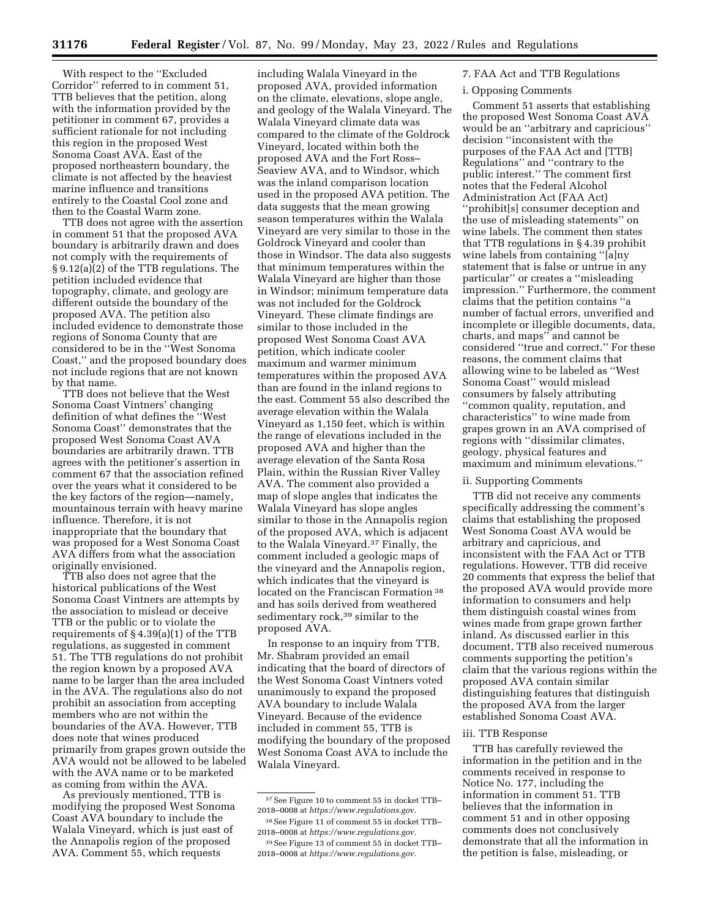With respect to the ''Excluded Corridor'' referred to in comment 51, TTB believes that the petition, along with the information provided by the petitioner in comment 67, provides a sufficient rationale for not including this region in the proposed West Sonoma Coast AVA. East of the proposed northeastern boundary, the climate is not affected by the heaviest marine influence and transitions entirely to the Coastal Cool zone and then to the Coastal Warm zone.

TTB does not agree with the assertion in comment 51 that the proposed AVA boundary is arbitrarily drawn and does not comply with the requirements of § 9.12(a)(2) of the TTB regulations. The petition included evidence that topography, climate, and geology are different outside the boundary of the proposed AVA. The petition also included evidence to demonstrate those regions of Sonoma County that are considered to be in the ''West Sonoma Coast,'' and the proposed boundary does not include regions that are not known by that name.

TTB does not believe that the West Sonoma Coast Vintners' changing definition of what defines the ''West Sonoma Coast'' demonstrates that the proposed West Sonoma Coast AVA boundaries are arbitrarily drawn. TTB agrees with the petitioner's assertion in comment 67 that the association refined over the years what it considered to be the key factors of the region—namely, mountainous terrain with heavy marine influence. Therefore, it is not inappropriate that the boundary that was proposed for a West Sonoma Coast AVA differs from what the association originally envisioned.

TTB also does not agree that the historical publications of the West Sonoma Coast Vintners are attempts by the association to mislead or deceive TTB or the public or to violate the requirements of § 4.39(a)(1) of the TTB regulations, as suggested in comment 51. The TTB regulations do not prohibit the region known by a proposed AVA name to be larger than the area included in the AVA. The regulations also do not prohibit an association from accepting members who are not within the boundaries of the AVA. However, TTB does note that wines produced primarily from grapes grown outside the AVA would not be allowed to be labeled with the AVA name or to be marketed as coming from within the AVA.

As previously mentioned, TTB is modifying the proposed West Sonoma Coast AVA boundary to include the Walala Vineyard, which is just east of the Annapolis region of the proposed AVA. Comment 55, which requests including Walala Vineyard in the proposed AVA, provided information on the climate, elevations, slope angle, and geology of the Walala Vineyard. The Walala Vineyard climate data was compared to the climate of the Goldrock Vineyard, located within both the proposed AVA and the Fort Ross–Seaview AVA, and to Windsor, which was the inland comparison location used in the proposed AVA petition. The data suggests that the mean growing season temperatures within the Walala Vineyard are very similar to those in the Goldrock Vineyard and cooler than those in Windsor. The data also suggests that minimum temperatures within the Walala Vineyard are higher than those in Windsor; minimum temperature data was not included for the Goldrock Vineyard. These climate findings are similar to those included in the proposed West Sonoma Coast AVA petition, which indicate cooler maximum and warmer minimum temperatures within the proposed AVA than are found in the inland regions to the east. Comment 55 also described the average elevation within the Walala Vineyard as 1,150 feet, which is within the range of elevations included in the proposed AVA and higher than the average elevation of the Santa Rosa Plain, within the Russian River Valley AVA. The comment also provided a map of slope angles that indicates the Walala Vineyard has slope angles similar to those in the Annapolis region of the proposed AVA, which is adjacent to the Walala Vineyard.[37] Finally, the comment included a geologic maps of the vineyard and the Annapolis region, which indicates that the vineyard is located on the Franciscan Formation[38] and has soils derived from weathered sedimentary rock,[39] similar to the proposed AVA.

In response to an inquiry from TTB, Mr. Shabram provided an email indicating that the board of directors of the West Sonoma Coast Vintners voted unanimously to expand the proposed AVA boundary to include Walala Vineyard. Because of the evidence included in comment 55, TTB is modifying the boundary of the proposed West Sonoma Coast AVA to include the Walala Vineyard.

7. FAA Act and TTB Regulations

i. Opposing Comments

Comment 51 asserts that establishing the proposed West Sonoma Coast AVA would be an ''arbitrary and capricious'' decision ''inconsistent with the purposes of the FAA Act and [TTB] Regulations'' and ''contrary to the public interest.'' The comment first notes that the Federal Alcohol Administration Act (FAA Act) ''prohibit[s] consumer deception and the use of misleading statements'' on wine labels. The comment then states that TTB regulations in § 4.39 prohibit wine labels from containing ''[a]ny statement that is false or untrue in any particular'' or creates a ''misleading impression.'' Furthermore, the comment claims that the petition contains ''a number of factual errors, unverified and incomplete or illegible documents, data, charts, and maps'' and cannot be considered ''true and correct.'' For these reasons, the comment claims that allowing wine to be labeled as ''West Sonoma Coast'' would mislead consumers by falsely attributing ''common quality, reputation, and characteristics'' to wine made from grapes grown in an AVA comprised of regions with ''dissimilar climates, geology, physical features and maximum and minimum elevations.''

ii. Supporting Comments

TTB did not receive any comments specifically addressing the comment's claims that establishing the proposed West Sonoma Coast AVA would be arbitrary and capricious, and inconsistent with the FAA Act or TTB regulations. However, TTB did receive 20 comments that express the belief that the proposed AVA would provide more information to consumers and help them distinguish coastal wines from wines made from grape grown farther inland. As discussed earlier in this document, TTB also received numerous comments supporting the petition's claim that the various regions within the proposed AVA contain similar distinguishing features that distinguish the proposed AVA from the larger established Sonoma Coast AVA.

iii. TTB Response

TTB has carefully reviewed the information in the petition and in the comments received in response to Notice No. 177, including the information in comment 51. TTB believes that the information in comment 51 and in other opposing comments does not conclusively demonstrate that all the information in the petition is false, misleading, or

[37] See Figure 10 to comment 55 in docket TTB–2018–0008 at *https://www.regulations.gov.*

[38] See Figure 11 of comment 55 in docket TTB–2018–0008 at *https://www.regulations.gov.*

[39] See Figure 13 of comment 55 in docket TTB–2018–0008 at *https://www.regulations.gov.*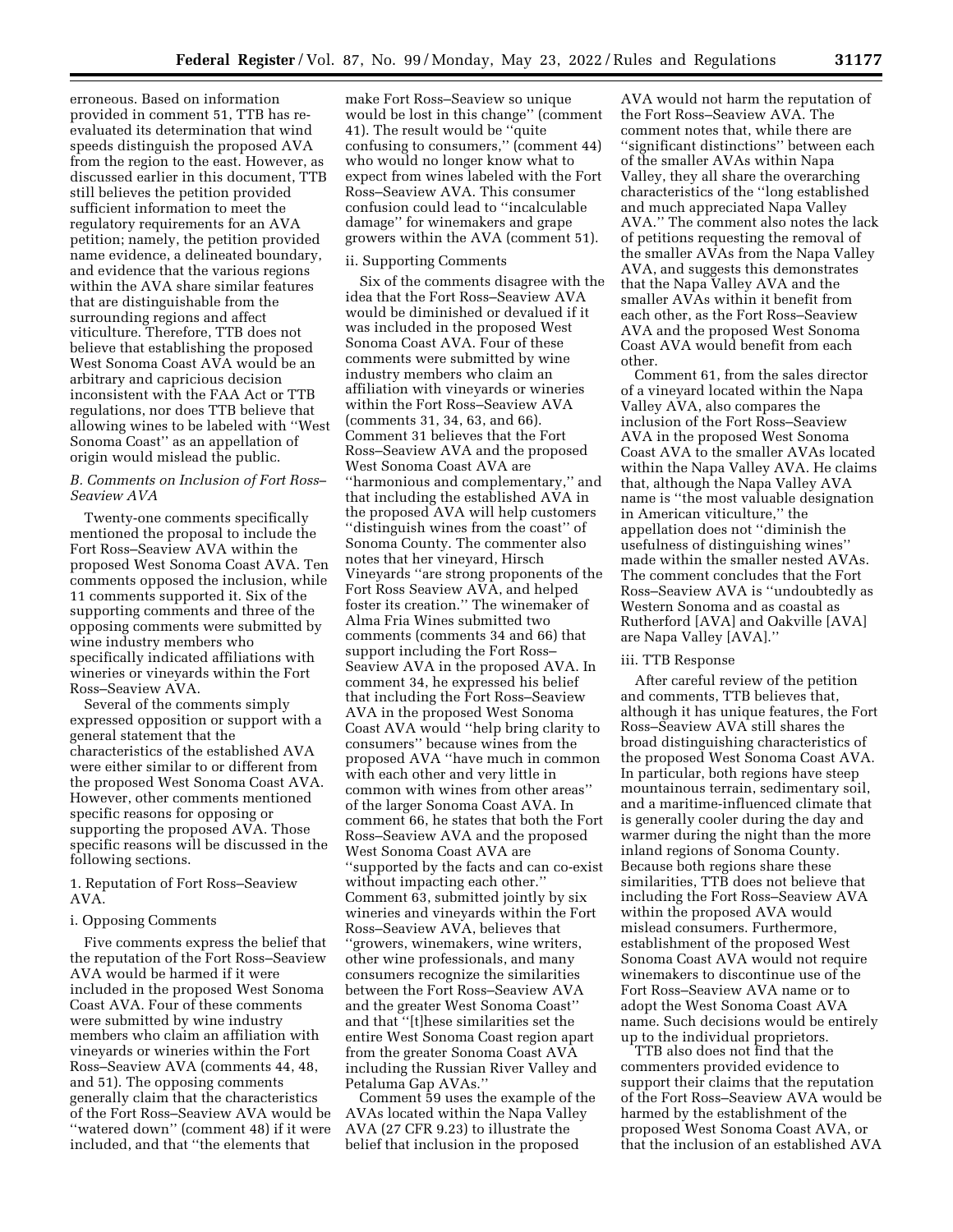erroneous. Based on information provided in comment 51, TTB has re-evaluated its determination that wind speeds distinguish the proposed AVA from the region to the east. However, as discussed earlier in this document, TTB still believes the petition provided sufficient information to meet the regulatory requirements for an AVA petition; namely, the petition provided name evidence, a delineated boundary, and evidence that the various regions within the AVA share similar features that are distinguishable from the surrounding regions and affect viticulture. Therefore, TTB does not believe that establishing the proposed West Sonoma Coast AVA would be an arbitrary and capricious decision inconsistent with the FAA Act or TTB regulations, nor does TTB believe that allowing wines to be labeled with ''West Sonoma Coast'' as an appellation of origin would mislead the public.

### *B. Comments on Inclusion of Fort Ross–Seaview AVA*

Twenty-one comments specifically mentioned the proposal to include the Fort Ross–Seaview AVA within the proposed West Sonoma Coast AVA. Ten comments opposed the inclusion, while 11 comments supported it. Six of the supporting comments and three of the opposing comments were submitted by wine industry members who specifically indicated affiliations with wineries or vineyards within the Fort Ross–Seaview AVA.

Several of the comments simply expressed opposition or support with a general statement that the characteristics of the established AVA were either similar to or different from the proposed West Sonoma Coast AVA. However, other comments mentioned specific reasons for opposing or supporting the proposed AVA. Those specific reasons will be discussed in the following sections.

1. Reputation of Fort Ross–Seaview AVA.

i. Opposing Comments

Five comments express the belief that the reputation of the Fort Ross–Seaview AVA would be harmed if it were included in the proposed West Sonoma Coast AVA. Four of these comments were submitted by wine industry members who claim an affiliation with vineyards or wineries within the Fort Ross–Seaview AVA (comments 44, 48, and 51). The opposing comments generally claim that the characteristics of the Fort Ross–Seaview AVA would be ''watered down'' (comment 48) if it were included, and that ''the elements that make Fort Ross–Seaview so unique would be lost in this change'' (comment 41). The result would be ''quite confusing to consumers,'' (comment 44) who would no longer know what to expect from wines labeled with the Fort Ross–Seaview AVA. This consumer confusion could lead to ''incalculable damage'' for winemakers and grape growers within the AVA (comment 51).

ii. Supporting Comments

Six of the comments disagree with the idea that the Fort Ross–Seaview AVA would be diminished or devalued if it was included in the proposed West Sonoma Coast AVA. Four of these comments were submitted by wine industry members who claim an affiliation with vineyards or wineries within the Fort Ross–Seaview AVA (comments 31, 34, 63, and 66). Comment 31 believes that the Fort Ross–Seaview AVA and the proposed West Sonoma Coast AVA are ''harmonious and complementary,'' and that including the established AVA in the proposed AVA will help customers ''distinguish wines from the coast'' of Sonoma County. The commenter also notes that her vineyard, Hirsch Vineyards ''are strong proponents of the Fort Ross Seaview AVA, and helped foster its creation.'' The winemaker of Alma Fria Wines submitted two comments (comments 34 and 66) that support including the Fort Ross–Seaview AVA in the proposed AVA. In comment 34, he expressed his belief that including the Fort Ross–Seaview AVA in the proposed West Sonoma Coast AVA would ''help bring clarity to consumers'' because wines from the proposed AVA ''have much in common with each other and very little in common with wines from other areas'' of the larger Sonoma Coast AVA. In comment 66, he states that both the Fort Ross–Seaview AVA and the proposed West Sonoma Coast AVA are ''supported by the facts and can co-exist without impacting each other.'' Comment 63, submitted jointly by six wineries and vineyards within the Fort Ross–Seaview AVA, believes that ''growers, winemakers, wine writers, other wine professionals, and many consumers recognize the similarities between the Fort Ross–Seaview AVA and the greater West Sonoma Coast'' and that ''[t]hese similarities set the entire West Sonoma Coast region apart from the greater Sonoma Coast AVA including the Russian River Valley and Petaluma Gap AVAs.''

Comment 59 uses the example of the AVAs located within the Napa Valley AVA (27 CFR 9.23) to illustrate the belief that inclusion in the proposed AVA would not harm the reputation of the Fort Ross–Seaview AVA. The comment notes that, while there are ''significant distinctions'' between each of the smaller AVAs within Napa Valley, they all share the overarching characteristics of the ''long established and much appreciated Napa Valley AVA.'' The comment also notes the lack of petitions requesting the removal of the smaller AVAs from the Napa Valley AVA, and suggests this demonstrates that the Napa Valley AVA and the smaller AVAs within it benefit from each other, as the Fort Ross–Seaview AVA and the proposed West Sonoma Coast AVA would benefit from each other.

Comment 61, from the sales director of a vineyard located within the Napa Valley AVA, also compares the inclusion of the Fort Ross–Seaview AVA in the proposed West Sonoma Coast AVA to the smaller AVAs located within the Napa Valley AVA. He claims that, although the Napa Valley AVA name is ''the most valuable designation in American viticulture,'' the appellation does not ''diminish the usefulness of distinguishing wines'' made within the smaller nested AVAs. The comment concludes that the Fort Ross–Seaview AVA is ''undoubtedly as Western Sonoma and as coastal as Rutherford [AVA] and Oakville [AVA] are Napa Valley [AVA].''

iii. TTB Response

After careful review of the petition and comments, TTB believes that, although it has unique features, the Fort Ross–Seaview AVA still shares the broad distinguishing characteristics of the proposed West Sonoma Coast AVA. In particular, both regions have steep mountainous terrain, sedimentary soil, and a maritime-influenced climate that is generally cooler during the day and warmer during the night than the more inland regions of Sonoma County. Because both regions share these similarities, TTB does not believe that including the Fort Ross–Seaview AVA within the proposed AVA would mislead consumers. Furthermore, establishment of the proposed West Sonoma Coast AVA would not require winemakers to discontinue use of the Fort Ross–Seaview AVA name or to adopt the West Sonoma Coast AVA name. Such decisions would be entirely up to the individual proprietors.

TTB also does not find that the commenters provided evidence to support their claims that the reputation of the Fort Ross–Seaview AVA would be harmed by the establishment of the proposed West Sonoma Coast AVA, or that the inclusion of an established AVA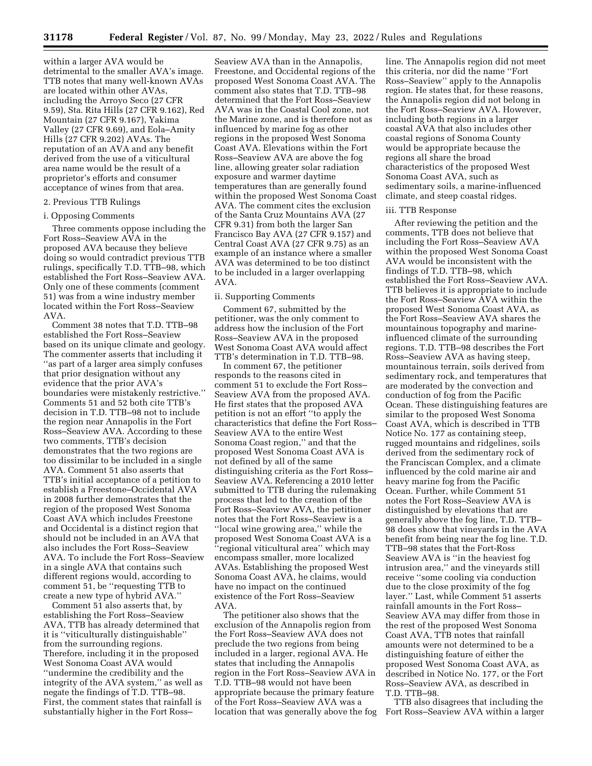within a larger AVA would be detrimental to the smaller AVA's image. TTB notes that many well-known AVAs are located within other AVAs, including the Arroyo Seco (27 CFR 9.59), Sta. Rita Hills (27 CFR 9.162), Red Mountain (27 CFR 9.167), Yakima Valley (27 CFR 9.69), and Eola–Amity Hills (27 CFR 9.202) AVAs. The reputation of an AVA and any benefit derived from the use of a viticultural area name would be the result of a proprietor's efforts and consumer acceptance of wines from that area.

2. Previous TTB Rulings

i. Opposing Comments

Three comments oppose including the Fort Ross–Seaview AVA in the proposed AVA because they believe doing so would contradict previous TTB rulings, specifically T.D. TTB–98, which established the Fort Ross–Seaview AVA. Only one of these comments (comment 51) was from a wine industry member located within the Fort Ross–Seaview AVA.

Comment 38 notes that T.D. TTB–98 established the Fort Ross–Seaview based on its unique climate and geology. The commenter asserts that including it ''as part of a larger area simply confuses that prior designation without any evidence that the prior AVA's boundaries were mistakenly restrictive.'' Comments 51 and 52 both cite TTB's decision in T.D. TTB–98 not to include the region near Annapolis in the Fort Ross–Seaview AVA. According to these two comments, TTB's decision demonstrates that the two regions are too dissimilar to be included in a single AVA. Comment 51 also asserts that TTB's initial acceptance of a petition to establish a Freestone–Occidental AVA in 2008 further demonstrates that the region of the proposed West Sonoma Coast AVA which includes Freestone and Occidental is a distinct region that should not be included in an AVA that also includes the Fort Ross–Seaview AVA. To include the Fort Ross–Seaview in a single AVA that contains such different regions would, according to comment 51, be ''requesting TTB to create a new type of hybrid AVA.''

Comment 51 also asserts that, by establishing the Fort Ross–Seaview AVA, TTB has already determined that it is ''viticulturally distinguishable'' from the surrounding regions. Therefore, including it in the proposed West Sonoma Coast AVA would ''undermine the credibility and the integrity of the AVA system,'' as well as negate the findings of T.D. TTB–98. First, the comment states that rainfall is substantially higher in the Fort Ross–Seaview AVA than in the Annapolis, Freestone, and Occidental regions of the proposed West Sonoma Coast AVA. The comment also states that T.D. TTB–98 determined that the Fort Ross–Seaview AVA was in the Coastal Cool zone, not the Marine zone, and is therefore not as influenced by marine fog as other regions in the proposed West Sonoma Coast AVA. Elevations within the Fort Ross–Seaview AVA are above the fog line, allowing greater solar radiation exposure and warmer daytime temperatures than are generally found within the proposed West Sonoma Coast AVA. The comment cites the exclusion of the Santa Cruz Mountains AVA (27 CFR 9.31) from both the larger San Francisco Bay AVA (27 CFR 9.157) and Central Coast AVA (27 CFR 9.75) as an example of an instance where a smaller AVA was determined to be too distinct to be included in a larger overlapping AVA.

ii. Supporting Comments

Comment 67, submitted by the petitioner, was the only comment to address how the inclusion of the Fort Ross–Seaview AVA in the proposed West Sonoma Coast AVA would affect TTB's determination in T.D. TTB–98.

In comment 67, the petitioner responds to the reasons cited in comment 51 to exclude the Fort Ross–Seaview AVA from the proposed AVA. He first states that the proposed AVA petition is not an effort ''to apply the characteristics that define the Fort Ross–Seaview AVA to the entire West Sonoma Coast region,'' and that the proposed West Sonoma Coast AVA is not defined by all of the same distinguishing criteria as the Fort Ross–Seaview AVA. Referencing a 2010 letter submitted to TTB during the rulemaking process that led to the creation of the Fort Ross–Seaview AVA, the petitioner notes that the Fort Ross–Seaview is a ''local wine growing area,'' while the proposed West Sonoma Coast AVA is a ''regional viticultural area'' which may encompass smaller, more localized AVAs. Establishing the proposed West Sonoma Coast AVA, he claims, would have no impact on the continued existence of the Fort Ross–Seaview AVA.

The petitioner also shows that the exclusion of the Annapolis region from the Fort Ross–Seaview AVA does not preclude the two regions from being included in a larger, regional AVA. He states that including the Annapolis region in the Fort Ross–Seaview AVA in T.D. TTB–98 would not have been appropriate because the primary feature of the Fort Ross–Seaview AVA was a location that was generally above the fog line. The Annapolis region did not meet this criteria, nor did the name ''Fort Ross–Seaview'' apply to the Annapolis region. He states that, for these reasons, the Annapolis region did not belong in the Fort Ross–Seaview AVA. However, including both regions in a larger coastal AVA that also includes other coastal regions of Sonoma County would be appropriate because the regions all share the broad characteristics of the proposed West Sonoma Coast AVA, such as sedimentary soils, a marine-influenced climate, and steep coastal ridges.

iii. TTB Response

After reviewing the petition and the comments, TTB does not believe that including the Fort Ross–Seaview AVA within the proposed West Sonoma Coast AVA would be inconsistent with the findings of T.D. TTB–98, which established the Fort Ross–Seaview AVA. TTB believes it is appropriate to include the Fort Ross–Seaview AVA within the proposed West Sonoma Coast AVA, as the Fort Ross–Seaview AVA shares the mountainous topography and marine-influenced climate of the surrounding regions. T.D. TTB–98 describes the Fort Ross–Seaview AVA as having steep, mountainous terrain, soils derived from sedimentary rock, and temperatures that are moderated by the convection and conduction of fog from the Pacific Ocean. These distinguishing features are similar to the proposed West Sonoma Coast AVA, which is described in TTB Notice No. 177 as containing steep, rugged mountains and ridgelines, soils derived from the sedimentary rock of the Franciscan Complex, and a climate influenced by the cold marine air and heavy marine fog from the Pacific Ocean. Further, while Comment 51 notes the Fort Ross–Seaview AVA is distinguished by elevations that are generally above the fog line, T.D. TTB–98 does show that vineyards in the AVA benefit from being near the fog line. T.D. TTB–98 states that the Fort-Ross Seaview AVA is ''in the heaviest fog intrusion area,'' and the vineyards still receive ''some cooling via conduction due to the close proximity of the fog layer.'' Last, while Comment 51 asserts rainfall amounts in the Fort Ross–Seaview AVA may differ from those in the rest of the proposed West Sonoma Coast AVA, TTB notes that rainfall amounts were not determined to be a distinguishing feature of either the proposed West Sonoma Coast AVA, as described in Notice No. 177, or the Fort Ross–Seaview AVA, as described in T.D. TTB–98.

TTB also disagrees that including the Fort Ross–Seaview AVA within a larger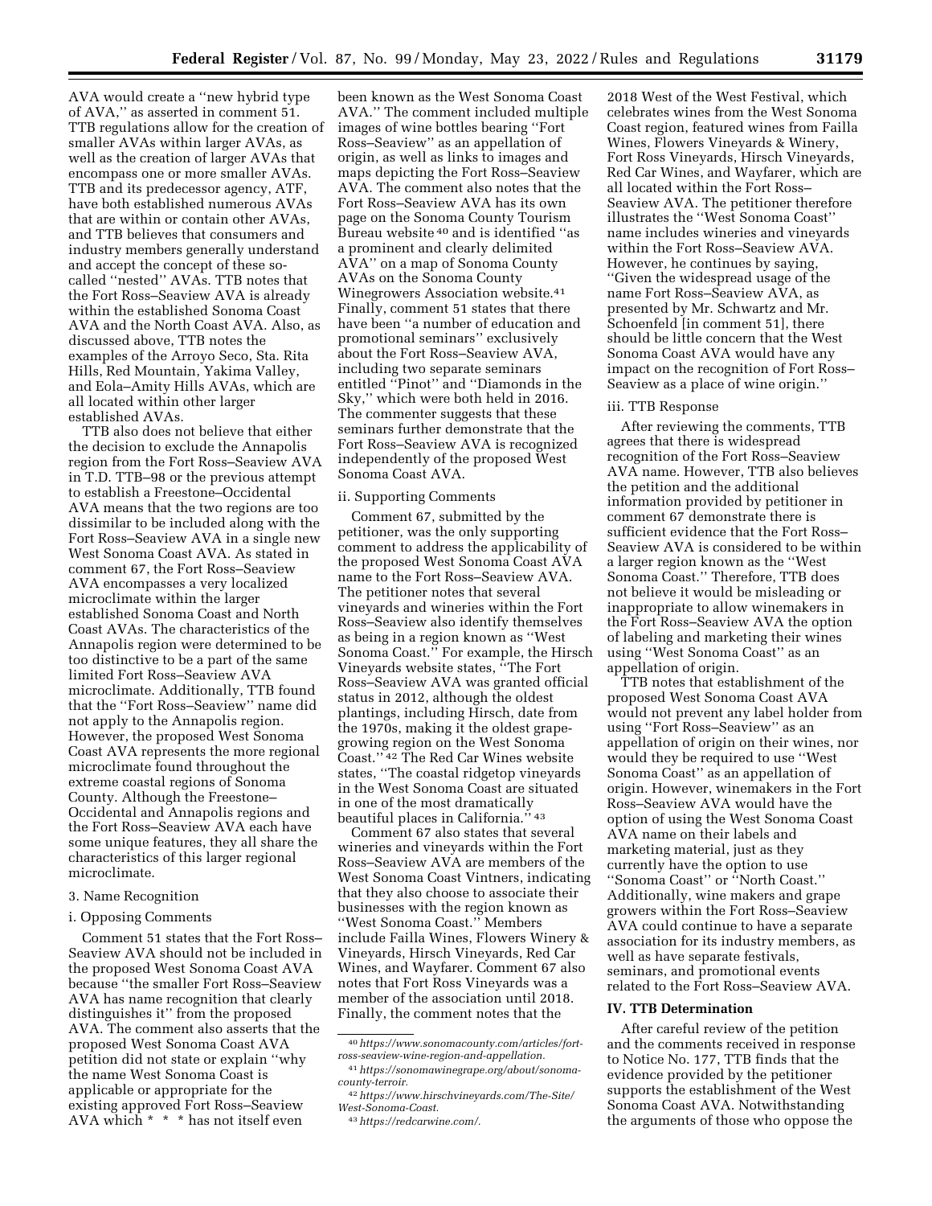AVA would create a ''new hybrid type of AVA,'' as asserted in comment 51. TTB regulations allow for the creation of smaller AVAs within larger AVAs, as well as the creation of larger AVAs that encompass one or more smaller AVAs. TTB and its predecessor agency, ATF, have both established numerous AVAs that are within or contain other AVAs, and TTB believes that consumers and industry members generally understand and accept the concept of these so-called ''nested'' AVAs. TTB notes that the Fort Ross–Seaview AVA is already within the established Sonoma Coast AVA and the North Coast AVA. Also, as discussed above, TTB notes the examples of the Arroyo Seco, Sta. Rita Hills, Red Mountain, Yakima Valley, and Eola–Amity Hills AVAs, which are all located within other larger established AVAs.

TTB also does not believe that either the decision to exclude the Annapolis region from the Fort Ross–Seaview AVA in T.D. TTB–98 or the previous attempt to establish a Freestone–Occidental AVA means that the two regions are too dissimilar to be included along with the Fort Ross–Seaview AVA in a single new West Sonoma Coast AVA. As stated in comment 67, the Fort Ross–Seaview AVA encompasses a very localized microclimate within the larger established Sonoma Coast and North Coast AVAs. The characteristics of the Annapolis region were determined to be too distinctive to be a part of the same limited Fort Ross–Seaview AVA microclimate. Additionally, TTB found that the ''Fort Ross–Seaview'' name did not apply to the Annapolis region. However, the proposed West Sonoma Coast AVA represents the more regional microclimate found throughout the extreme coastal regions of Sonoma County. Although the Freestone–Occidental and Annapolis regions and the Fort Ross–Seaview AVA each have some unique features, they all share the characteristics of this larger regional microclimate.

3. Name Recognition

i. Opposing Comments

Comment 51 states that the Fort Ross–Seaview AVA should not be included in the proposed West Sonoma Coast AVA because ''the smaller Fort Ross–Seaview AVA has name recognition that clearly distinguishes it'' from the proposed AVA. The comment also asserts that the proposed West Sonoma Coast AVA petition did not state or explain ''why the name West Sonoma Coast is applicable or appropriate for the existing approved Fort Ross–Seaview AVA which * * * has not itself even been known as the West Sonoma Coast AVA.'' The comment included multiple images of wine bottles bearing ''Fort Ross–Seaview'' as an appellation of origin, as well as links to images and maps depicting the Fort Ross–Seaview AVA. The comment also notes that the Fort Ross–Seaview AVA has its own page on the Sonoma County Tourism Bureau website[40] and is identified ''as a prominent and clearly delimited AVA'' on a map of Sonoma County AVAs on the Sonoma County Winegrowers Association website.[41] Finally, comment 51 states that there have been ''a number of education and promotional seminars'' exclusively about the Fort Ross–Seaview AVA, including two separate seminars entitled ''Pinot'' and ''Diamonds in the Sky,'' which were both held in 2016. The commenter suggests that these seminars further demonstrate that the Fort Ross–Seaview AVA is recognized independently of the proposed West Sonoma Coast AVA.

ii. Supporting Comments

Comment 67, submitted by the petitioner, was the only supporting comment to address the applicability of the proposed West Sonoma Coast AVA name to the Fort Ross–Seaview AVA. The petitioner notes that several vineyards and wineries within the Fort Ross–Seaview also identify themselves as being in a region known as ''West Sonoma Coast.'' For example, the Hirsch Vineyards website states, ''The Fort Ross–Seaview AVA was granted official status in 2012, although the oldest plantings, including Hirsch, date from the 1970s, making it the oldest grape-growing region on the West Sonoma Coast.''[42] The Red Car Wines website states, ''The coastal ridgetop vineyards in the West Sonoma Coast are situated in one of the most dramatically beautiful places in California.''[43]

Comment 67 also states that several wineries and vineyards within the Fort Ross–Seaview AVA are members of the West Sonoma Coast Vintners, indicating that they also choose to associate their businesses with the region known as ''West Sonoma Coast.'' Members include Failla Wines, Flowers Winery & Vineyards, Hirsch Vineyards, Red Car Wines, and Wayfarer. Comment 67 also notes that Fort Ross Vineyards was a member of the association until 2018. Finally, the comment notes that the 2018 West of the West Festival, which celebrates wines from the West Sonoma Coast region, featured wines from Failla Wines, Flowers Vineyards & Winery, Fort Ross Vineyards, Hirsch Vineyards, Red Car Wines, and Wayfarer, which are all located within the Fort Ross–Seaview AVA. The petitioner therefore illustrates the ''West Sonoma Coast'' name includes wineries and vineyards within the Fort Ross–Seaview AVA. However, he continues by saying, ''Given the widespread usage of the name Fort Ross–Seaview AVA, as presented by Mr. Schwartz and Mr. Schoenfeld [in comment 51], there should be little concern that the West Sonoma Coast AVA would have any impact on the recognition of Fort Ross–Seaview as a place of wine origin.''

iii. TTB Response

After reviewing the comments, TTB agrees that there is widespread recognition of the Fort Ross–Seaview AVA name. However, TTB also believes the petition and the additional information provided by petitioner in comment 67 demonstrate there is sufficient evidence that the Fort Ross–Seaview AVA is considered to be within a larger region known as the ''West Sonoma Coast.'' Therefore, TTB does not believe it would be misleading or inappropriate to allow winemakers in the Fort Ross–Seaview AVA the option of labeling and marketing their wines using ''West Sonoma Coast'' as an appellation of origin.

TTB notes that establishment of the proposed West Sonoma Coast AVA would not prevent any label holder from using ''Fort Ross–Seaview'' as an appellation of origin on their wines, nor would they be required to use ''West Sonoma Coast'' as an appellation of origin. However, winemakers in the Fort Ross–Seaview AVA would have the option of using the West Sonoma Coast AVA name on their labels and marketing material, just as they currently have the option to use ''Sonoma Coast'' or ''North Coast.'' Additionally, wine makers and grape growers within the Fort Ross–Seaview AVA could continue to have a separate association for its industry members, as well as have separate festivals, seminars, and promotional events related to the Fort Ross–Seaview AVA.

## IV. TTB Determination

After careful review of the petition and the comments received in response to Notice No. 177, TTB finds that the evidence provided by the petitioner supports the establishment of the West Sonoma Coast AVA. Notwithstanding the arguments of those who oppose the

---

[40] https://www.sonomacounty.com/articles/fort-ross-seaview-wine-region-and-appellation.

[41] https://sonomawinegrape.org/about/sonoma-county-terroir.

[42] https://www.hirschvineyards.com/The-Site/West-Sonoma-Coast.

[43] https://redcarwine.com/.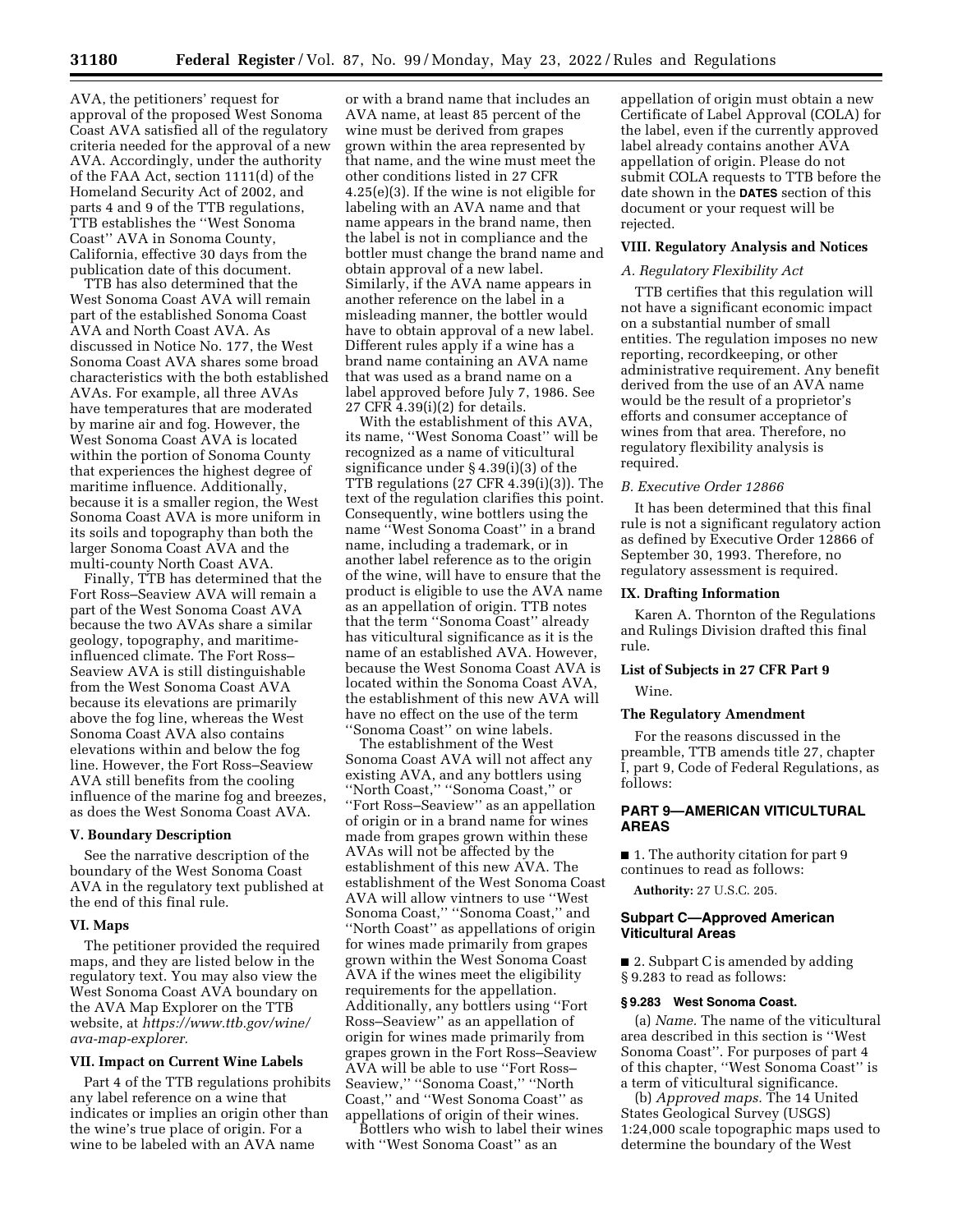AVA, the petitioners' request for approval of the proposed West Sonoma Coast AVA satisfied all of the regulatory criteria needed for the approval of a new AVA. Accordingly, under the authority of the FAA Act, section 1111(d) of the Homeland Security Act of 2002, and parts 4 and 9 of the TTB regulations, TTB establishes the ''West Sonoma Coast'' AVA in Sonoma County, California, effective 30 days from the publication date of this document.

TTB has also determined that the West Sonoma Coast AVA will remain part of the established Sonoma Coast AVA and North Coast AVA. As discussed in Notice No. 177, the West Sonoma Coast AVA shares some broad characteristics with the both established AVAs. For example, all three AVAs have temperatures that are moderated by marine air and fog. However, the West Sonoma Coast AVA is located within the portion of Sonoma County that experiences the highest degree of maritime influence. Additionally, because it is a smaller region, the West Sonoma Coast AVA is more uniform in its soils and topography than both the larger Sonoma Coast AVA and the multi-county North Coast AVA.

Finally, TTB has determined that the Fort Ross–Seaview AVA will remain a part of the West Sonoma Coast AVA because the two AVAs share a similar geology, topography, and maritime-influenced climate. The Fort Ross–Seaview AVA is still distinguishable from the West Sonoma Coast AVA because its elevations are primarily above the fog line, whereas the West Sonoma Coast AVA also contains elevations within and below the fog line. However, the Fort Ross–Seaview AVA still benefits from the cooling influence of the marine fog and breezes, as does the West Sonoma Coast AVA.

## V. Boundary Description

See the narrative description of the boundary of the West Sonoma Coast AVA in the regulatory text published at the end of this final rule.

## VI. Maps

The petitioner provided the required maps, and they are listed below in the regulatory text. You may also view the West Sonoma Coast AVA boundary on the AVA Map Explorer on the TTB website, at *https://www.ttb.gov/wine/ava-map-explorer.*

## VII. Impact on Current Wine Labels

Part 4 of the TTB regulations prohibits any label reference on a wine that indicates or implies an origin other than the wine's true place of origin. For a wine to be labeled with an AVA name or with a brand name that includes an AVA name, at least 85 percent of the wine must be derived from grapes grown within the area represented by that name, and the wine must meet the other conditions listed in 27 CFR 4.25(e)(3). If the wine is not eligible for labeling with an AVA name and that name appears in the brand name, then the label is not in compliance and the bottler must change the brand name and obtain approval of a new label. Similarly, if the AVA name appears in another reference on the label in a misleading manner, the bottler would have to obtain approval of a new label. Different rules apply if a wine has a brand name containing an AVA name that was used as a brand name on a label approved before July 7, 1986. See 27 CFR 4.39(i)(2) for details.

With the establishment of this AVA, its name, ''West Sonoma Coast'' will be recognized as a name of viticultural significance under § 4.39(i)(3) of the TTB regulations (27 CFR 4.39(i)(3)). The text of the regulation clarifies this point. Consequently, wine bottlers using the name ''West Sonoma Coast'' in a brand name, including a trademark, or in another label reference as to the origin of the wine, will have to ensure that the product is eligible to use the AVA name as an appellation of origin. TTB notes that the term ''Sonoma Coast'' already has viticultural significance as it is the name of an established AVA. However, because the West Sonoma Coast AVA is located within the Sonoma Coast AVA, the establishment of this new AVA will have no effect on the use of the term ''Sonoma Coast'' on wine labels.

The establishment of the West Sonoma Coast AVA will not affect any existing AVA, and any bottlers using ''North Coast,'' ''Sonoma Coast,'' or ''Fort Ross–Seaview'' as an appellation of origin or in a brand name for wines made from grapes grown within these AVAs will not be affected by the establishment of this new AVA. The establishment of the West Sonoma Coast AVA will allow vintners to use ''West Sonoma Coast,'' ''Sonoma Coast,'' and ''North Coast'' as appellations of origin for wines made primarily from grapes grown within the West Sonoma Coast AVA if the wines meet the eligibility requirements for the appellation. Additionally, any bottlers using ''Fort Ross–Seaview'' as an appellation of origin for wines made primarily from grapes grown in the Fort Ross–Seaview AVA will be able to use ''Fort Ross–Seaview,'' ''Sonoma Coast,'' ''North Coast,'' and ''West Sonoma Coast'' as appellations of origin of their wines.

Bottlers who wish to label their wines with ''West Sonoma Coast'' as an appellation of origin must obtain a new Certificate of Label Approval (COLA) for the label, even if the currently approved label already contains another AVA appellation of origin. Please do not submit COLA requests to TTB before the date shown in the **DATES** section of this document or your request will be rejected.

## VIII. Regulatory Analysis and Notices

### *A. Regulatory Flexibility Act*

TTB certifies that this regulation will not have a significant economic impact on a substantial number of small entities. The regulation imposes no new reporting, recordkeeping, or other administrative requirement. Any benefit derived from the use of an AVA name would be the result of a proprietor's efforts and consumer acceptance of wines from that area. Therefore, no regulatory flexibility analysis is required.

### *B. Executive Order 12866*

It has been determined that this final rule is not a significant regulatory action as defined by Executive Order 12866 of September 30, 1993. Therefore, no regulatory assessment is required.

## IX. Drafting Information

Karen A. Thornton of the Regulations and Rulings Division drafted this final rule.

## List of Subjects in 27 CFR Part 9

Wine.

## The Regulatory Amendment

For the reasons discussed in the preamble, TTB amends title 27, chapter I, part 9, Code of Federal Regulations, as follows:

## PART 9—AMERICAN VITICULTURAL AREAS

■ 1. The authority citation for part 9 continues to read as follows:

**Authority:** 27 U.S.C. 205.

## Subpart C—Approved American Viticultural Areas

■ 2. Subpart C is amended by adding § 9.283 to read as follows:

### § 9.283 West Sonoma Coast.

(a) *Name.* The name of the viticultural area described in this section is ''West Sonoma Coast''. For purposes of part 4 of this chapter, ''West Sonoma Coast'' is a term of viticultural significance.

(b) *Approved maps.* The 14 United States Geological Survey (USGS) 1:24,000 scale topographic maps used to determine the boundary of the West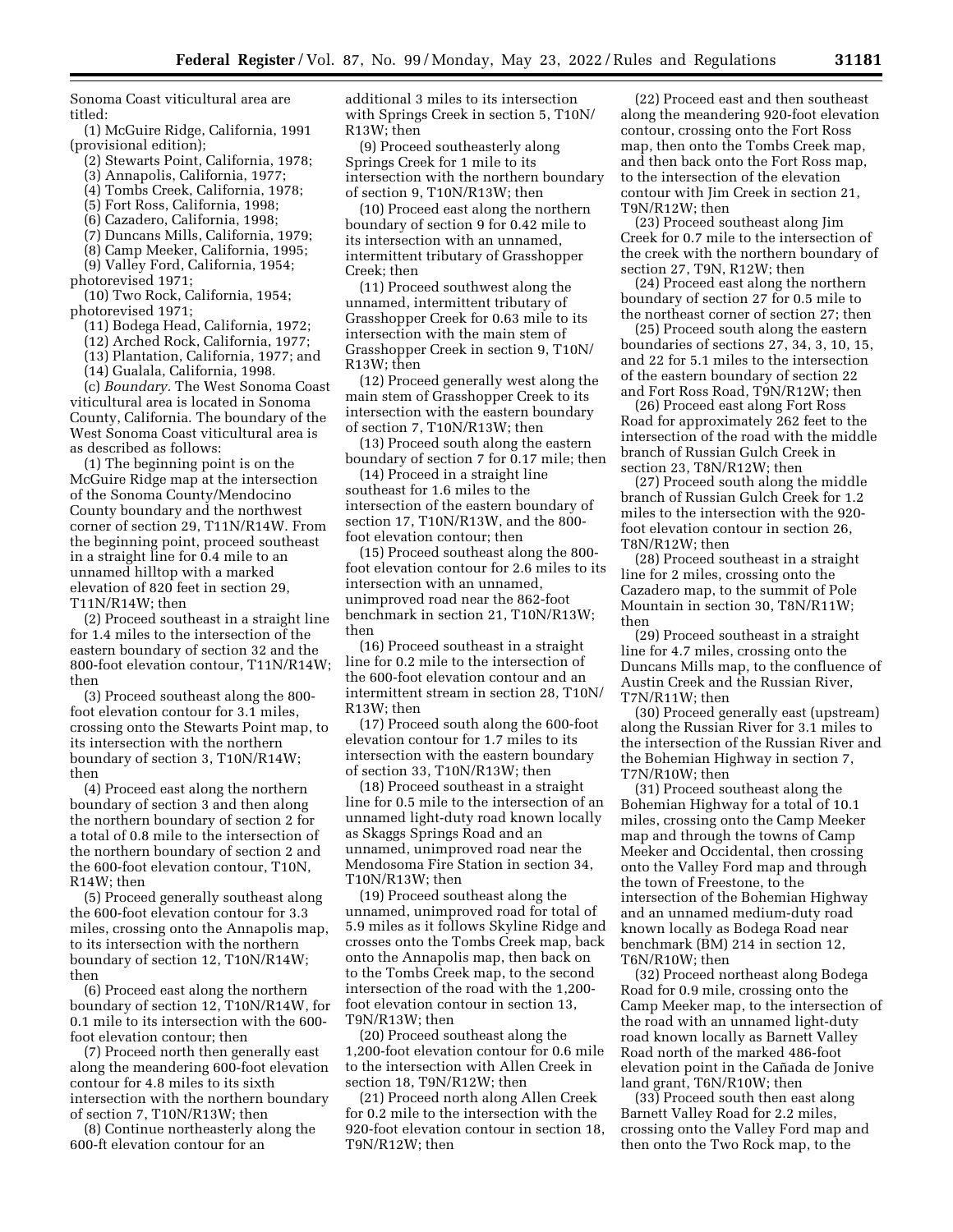Sonoma Coast viticultural area are titled:

(1) McGuire Ridge, California, 1991 (provisional edition);

(2) Stewarts Point, California, 1978;

(3) Annapolis, California, 1977;

(4) Tombs Creek, California, 1978;

(5) Fort Ross, California, 1998;

(6) Cazadero, California, 1998;

(7) Duncans Mills, California, 1979;

(8) Camp Meeker, California, 1995;

(9) Valley Ford, California, 1954; photorevised 1971;

(10) Two Rock, California, 1954; photorevised 1971;

(11) Bodega Head, California, 1972;

(12) Arched Rock, California, 1977;

(13) Plantation, California, 1977; and

(14) Gualala, California, 1998.

(c) *Boundary.* The West Sonoma Coast viticultural area is located in Sonoma County, California. The boundary of the West Sonoma Coast viticultural area is as described as follows:

(1) The beginning point is on the McGuire Ridge map at the intersection of the Sonoma County/Mendocino County boundary and the northwest corner of section 29, T11N/R14W. From the beginning point, proceed southeast in a straight line for 0.4 mile to an unnamed hilltop with a marked elevation of 820 feet in section 29, T11N/R14W; then

(2) Proceed southeast in a straight line for 1.4 miles to the intersection of the eastern boundary of section 32 and the 800-foot elevation contour, T11N/R14W; then

(3) Proceed southeast along the 800-foot elevation contour for 3.1 miles, crossing onto the Stewarts Point map, to its intersection with the northern boundary of section 3, T10N/R14W; then

(4) Proceed east along the northern boundary of section 3 and then along the northern boundary of section 2 for a total of 0.8 mile to the intersection of the northern boundary of section 2 and the 600-foot elevation contour, T10N, R14W; then

(5) Proceed generally southeast along the 600-foot elevation contour for 3.3 miles, crossing onto the Annapolis map, to its intersection with the northern boundary of section 12, T10N/R14W; then

(6) Proceed east along the northern boundary of section 12, T10N/R14W, for 0.1 mile to its intersection with the 600-foot elevation contour; then

(7) Proceed north then generally east along the meandering 600-foot elevation contour for 4.8 miles to its sixth intersection with the northern boundary of section 7, T10N/R13W; then

(8) Continue northeasterly along the 600-ft elevation contour for an additional 3 miles to its intersection with Springs Creek in section 5, T10N/R13W; then

(9) Proceed southeasterly along Springs Creek for 1 mile to its intersection with the northern boundary of section 9, T10N/R13W; then

(10) Proceed east along the northern boundary of section 9 for 0.42 mile to its intersection with an unnamed, intermittent tributary of Grasshopper Creek; then

(11) Proceed southwest along the unnamed, intermittent tributary of Grasshopper Creek for 0.63 mile to its intersection with the main stem of Grasshopper Creek in section 9, T10N/R13W; then

(12) Proceed generally west along the main stem of Grasshopper Creek to its intersection with the eastern boundary of section 7, T10N/R13W; then

(13) Proceed south along the eastern boundary of section 7 for 0.17 mile; then

(14) Proceed in a straight line southeast for 1.6 miles to the intersection of the eastern boundary of section 17, T10N/R13W, and the 800-foot elevation contour; then

(15) Proceed southeast along the 800-foot elevation contour for 2.6 miles to its intersection with an unnamed, unimproved road near the 862-foot benchmark in section 21, T10N/R13W; then

(16) Proceed southeast in a straight line for 0.2 mile to the intersection of the 600-foot elevation contour and an intermittent stream in section 28, T10N/R13W; then

(17) Proceed south along the 600-foot elevation contour for 1.7 miles to its intersection with the eastern boundary of section 33, T10N/R13W; then

(18) Proceed southeast in a straight line for 0.5 mile to the intersection of an unnamed light-duty road known locally as Skaggs Springs Road and an unnamed, unimproved road near the Mendosoma Fire Station in section 34, T10N/R13W; then

(19) Proceed southeast along the unnamed, unimproved road for total of 5.9 miles as it follows Skyline Ridge and crosses onto the Tombs Creek map, back onto the Annapolis map, then back on to the Tombs Creek map, to the second intersection of the road with the 1,200-foot elevation contour in section 13, T9N/R13W; then

(20) Proceed southeast along the 1,200-foot elevation contour for 0.6 mile to the intersection with Allen Creek in section 18, T9N/R12W; then

(21) Proceed north along Allen Creek for 0.2 mile to the intersection with the 920-foot elevation contour in section 18, T9N/R12W; then

(22) Proceed east and then southeast along the meandering 920-foot elevation contour, crossing onto the Fort Ross map, then onto the Tombs Creek map, and then back onto the Fort Ross map, to the intersection of the elevation contour with Jim Creek in section 21, T9N/R12W; then

(23) Proceed southeast along Jim Creek for 0.7 mile to the intersection of the creek with the northern boundary of section 27, T9N, R12W; then

(24) Proceed east along the northern boundary of section 27 for 0.5 mile to the northeast corner of section 27; then

(25) Proceed south along the eastern boundaries of sections 27, 34, 3, 10, 15, and 22 for 5.1 miles to the intersection of the eastern boundary of section 22 and Fort Ross Road, T9N/R12W; then

(26) Proceed east along Fort Ross Road for approximately 262 feet to the intersection of the road with the middle branch of Russian Gulch Creek in section 23, T8N/R12W; then

(27) Proceed south along the middle branch of Russian Gulch Creek for 1.2 miles to the intersection with the 920-foot elevation contour in section 26, T8N/R12W; then

(28) Proceed southeast in a straight line for 2 miles, crossing onto the Cazadero map, to the summit of Pole Mountain in section 30, T8N/R11W; then

(29) Proceed southeast in a straight line for 4.7 miles, crossing onto the Duncans Mills map, to the confluence of Austin Creek and the Russian River, T7N/R11W; then

(30) Proceed generally east (upstream) along the Russian River for 3.1 miles to the intersection of the Russian River and the Bohemian Highway in section 7, T7N/R10W; then

(31) Proceed southeast along the Bohemian Highway for a total of 10.1 miles, crossing onto the Camp Meeker map and through the towns of Camp Meeker and Occidental, then crossing onto the Valley Ford map and through the town of Freestone, to the intersection of the Bohemian Highway and an unnamed medium-duty road known locally as Bodega Road near benchmark (BM) 214 in section 12, T6N/R10W; then

(32) Proceed northeast along Bodega Road for 0.9 mile, crossing onto the Camp Meeker map, to the intersection of the road with an unnamed light-duty road known locally as Barnett Valley Road north of the marked 486-foot elevation point in the Cañada de Jonive land grant, T6N/R10W; then

(33) Proceed south then east along Barnett Valley Road for 2.2 miles, crossing onto the Valley Ford map and then onto the Two Rock map, to the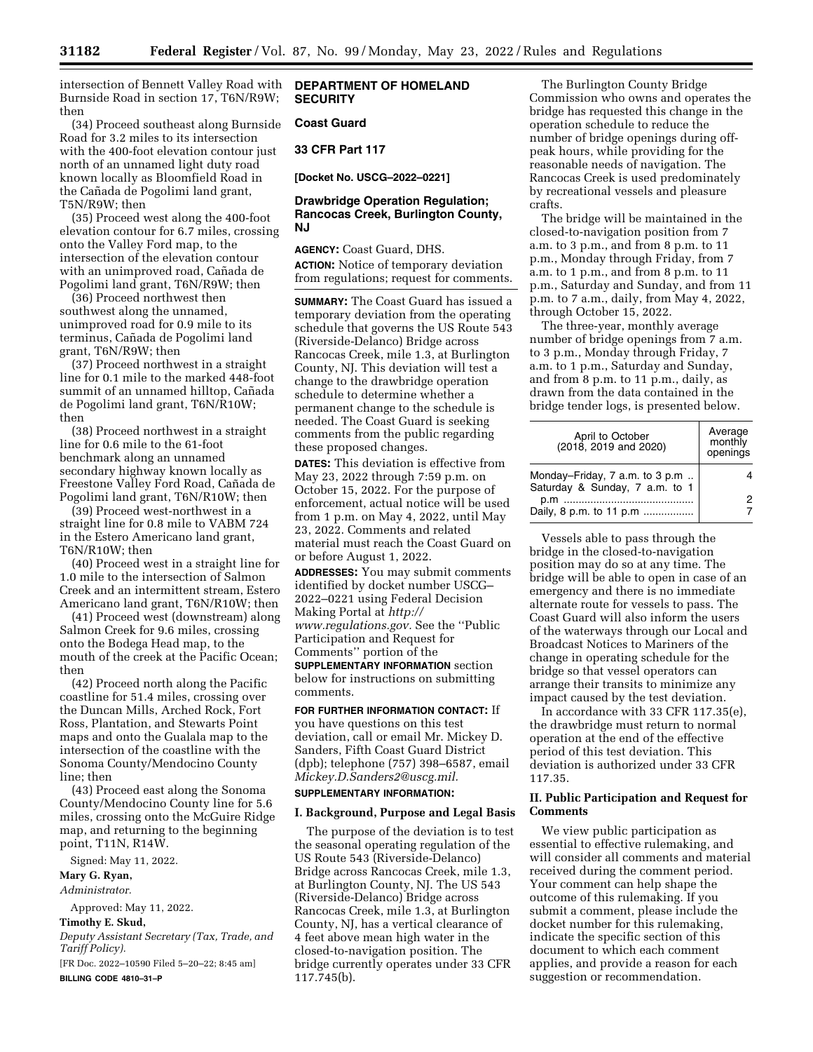intersection of Bennett Valley Road with Burnside Road in section 17, T6N/R9W; then

(34) Proceed southeast along Burnside Road for 3.2 miles to its intersection with the 400-foot elevation contour just north of an unnamed light duty road known locally as Bloomfield Road in the Cañada de Pogolimi land grant, T5N/R9W; then

(35) Proceed west along the 400-foot elevation contour for 6.7 miles, crossing onto the Valley Ford map, to the intersection of the elevation contour with an unimproved road, Cañada de Pogolimi land grant, T6N/R9W; then

(36) Proceed northwest then southwest along the unnamed, unimproved road for 0.9 mile to its terminus, Cañada de Pogolimi land grant, T6N/R9W; then

(37) Proceed northwest in a straight line for 0.1 mile to the marked 448-foot summit of an unnamed hilltop, Cañada de Pogolimi land grant, T6N/R10W; then

(38) Proceed northwest in a straight line for 0.6 mile to the 61-foot benchmark along an unnamed secondary highway known locally as Freestone Valley Ford Road, Cañada de Pogolimi land grant, T6N/R10W; then

(39) Proceed west-northwest in a straight line for 0.8 mile to VABM 724 in the Estero Americano land grant, T6N/R10W; then

(40) Proceed west in a straight line for 1.0 mile to the intersection of Salmon Creek and an intermittent stream, Estero Americano land grant, T6N/R10W; then

(41) Proceed west (downstream) along Salmon Creek for 9.6 miles, crossing onto the Bodega Head map, to the mouth of the creek at the Pacific Ocean; then

(42) Proceed north along the Pacific coastline for 51.4 miles, crossing over the Duncan Mills, Arched Rock, Fort Ross, Plantation, and Stewarts Point maps and onto the Gualala map to the intersection of the coastline with the Sonoma County/Mendocino County line; then

(43) Proceed east along the Sonoma County/Mendocino County line for 5.6 miles, crossing onto the McGuire Ridge map, and returning to the beginning point, T11N, R14W.

Signed: May 11, 2022.

**Mary G. Ryan,**

*Administrator.*

Approved: May 11, 2022.

**Timothy E. Skud,**

*Deputy Assistant Secretary (Tax, Trade, and Tariff Policy).*

[FR Doc. 2022–10590 Filed 5–20–22; 8:45 am]

**BILLING CODE 4810–31–P**

**DEPARTMENT OF HOMELAND SECURITY**

**Coast Guard**

**33 CFR Part 117**

**[Docket No. USCG–2022–0221]**

## Drawbridge Operation Regulation; Rancocas Creek, Burlington County, NJ

**AGENCY:** Coast Guard, DHS.

**ACTION:** Notice of temporary deviation from regulations; request for comments.

**SUMMARY:** The Coast Guard has issued a temporary deviation from the operating schedule that governs the US Route 543 (Riverside-Delanco) Bridge across Rancocas Creek, mile 1.3, at Burlington County, NJ. This deviation will test a change to the drawbridge operation schedule to determine whether a permanent change to the schedule is needed. The Coast Guard is seeking comments from the public regarding these proposed changes.

**DATES:** This deviation is effective from May 23, 2022 through 7:59 p.m. on October 15, 2022. For the purpose of enforcement, actual notice will be used from 1 p.m. on May 4, 2022, until May 23, 2022. Comments and related material must reach the Coast Guard on or before August 1, 2022.

**ADDRESSES:** You may submit comments identified by docket number USCG–2022–0221 using Federal Decision Making Portal at *http://www.regulations.gov.* See the ''Public Participation and Request for Comments'' portion of the **SUPPLEMENTARY INFORMATION** section below for instructions on submitting comments.

**FOR FURTHER INFORMATION CONTACT:** If you have questions on this test deviation, call or email Mr. Mickey D. Sanders, Fifth Coast Guard District (dpb); telephone (757) 398–6587, email *Mickey.D.Sanders2@uscg.mil.*

**SUPPLEMENTARY INFORMATION:**

### I. Background, Purpose and Legal Basis

The purpose of the deviation is to test the seasonal operating regulation of the US Route 543 (Riverside-Delanco) Bridge across Rancocas Creek, mile 1.3, at Burlington County, NJ. The US 543 (Riverside-Delanco) Bridge across Rancocas Creek, mile 1.3, at Burlington County, NJ, has a vertical clearance of 4 feet above mean high water in the closed-to-navigation position. The bridge currently operates under 33 CFR 117.745(b).

The Burlington County Bridge Commission who owns and operates the bridge has requested this change in the operation schedule to reduce the number of bridge openings during off-peak hours, while providing for the reasonable needs of navigation. The Rancocas Creek is used predominately by recreational vessels and pleasure crafts.

The bridge will be maintained in the closed-to-navigation position from 7 a.m. to 3 p.m., and from 8 p.m. to 11 p.m., Monday through Friday, from 7 a.m. to 1 p.m., and from 8 p.m. to 11 p.m., Saturday and Sunday, and from 11 p.m. to 7 a.m., daily, from May 4, 2022, through October 15, 2022.

The three-year, monthly average number of bridge openings from 7 a.m. to 3 p.m., Monday through Friday, 7 a.m. to 1 p.m., Saturday and Sunday, and from 8 p.m. to 11 p.m., daily, as drawn from the data contained in the bridge tender logs, is presented below.

| April to October (2018, 2019 and 2020) | Average monthly openings |
| --- | --- |
| Monday–Friday, 7 a.m. to 3 p.m | 4 |
| Saturday & Sunday, 7 a.m. to 1 p.m | 2 |
| Daily, 8 p.m. to 11 p.m | 7 |

Vessels able to pass through the bridge in the closed-to-navigation position may do so at any time. The bridge will be able to open in case of an emergency and there is no immediate alternate route for vessels to pass. The Coast Guard will also inform the users of the waterways through our Local and Broadcast Notices to Mariners of the change in operating schedule for the bridge so that vessel operators can arrange their transits to minimize any impact caused by the test deviation.

In accordance with 33 CFR 117.35(e), the drawbridge must return to normal operation at the end of the effective period of this test deviation. This deviation is authorized under 33 CFR 117.35.

### II. Public Participation and Request for Comments

We view public participation as essential to effective rulemaking, and will consider all comments and material received during the comment period. Your comment can help shape the outcome of this rulemaking. If you submit a comment, please include the docket number for this rulemaking, indicate the specific section of this document to which each comment applies, and provide a reason for each suggestion or recommendation.